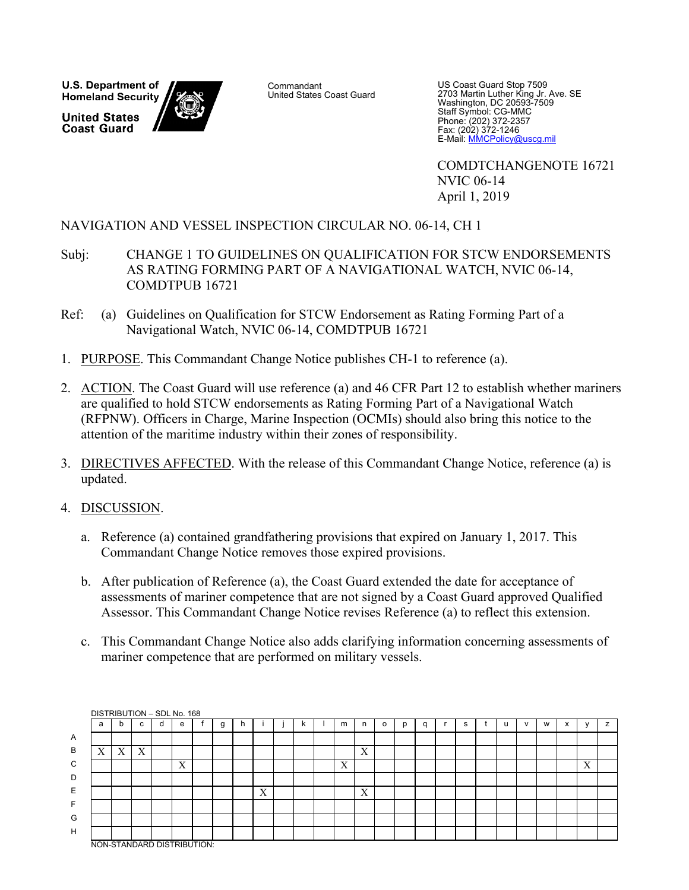U.S. Department of Homeland Security

United States Coast Guard

Commandant
United States Coast Guard

US Coast Guard Stop 7509
2703 Martin Luther King Jr. Ave. SE
Washington, DC 20593-7509
Staff Symbol: CG-MMC
Phone: (202) 372-2357
Fax: (202) 372-1246
E-Mail: MMCPolicy@uscg.mil

COMDTCHANGENOTE 16721
NVIC 06-14
April 1, 2019

NAVIGATION AND VESSEL INSPECTION CIRCULAR NO. 06-14, CH 1

Subj: CHANGE 1 TO GUIDELINES ON QUALIFICATION FOR STCW ENDORSEMENTS AS RATING FORMING PART OF A NAVIGATIONAL WATCH, NVIC 06-14, COMDTPUB 16721

Ref: (a) Guidelines on Qualification for STCW Endorsement as Rating Forming Part of a Navigational Watch, NVIC 06-14, COMDTPUB 16721

1. PURPOSE. This Commandant Change Notice publishes CH-1 to reference (a).

2. ACTION. The Coast Guard will use reference (a) and 46 CFR Part 12 to establish whether mariners are qualified to hold STCW endorsements as Rating Forming Part of a Navigational Watch (RFPNW). Officers in Charge, Marine Inspection (OCMIs) should also bring this notice to the attention of the maritime industry within their zones of responsibility.

3. DIRECTIVES AFFECTED. With the release of this Commandant Change Notice, reference (a) is updated.

4. DISCUSSION.

   a. Reference (a) contained grandfathering provisions that expired on January 1, 2017. This Commandant Change Notice removes those expired provisions.

   b. After publication of Reference (a), the Coast Guard extended the date for acceptance of assessments of mariner competence that are not signed by a Coast Guard approved Qualified Assessor. This Commandant Change Notice revises Reference (a) to reflect this extension.

   c. This Commandant Change Notice also adds clarifying information concerning assessments of mariner competence that are performed on military vessels.

DISTRIBUTION – SDL No. 168

| | a | b | c | d | e | f | g | h | i | j | k | l | m | n | o | p | q | r | s | t | u | v | w | x | y | z |
|---|---|---|---|---|---|---|---|---|---|---|---|---|---|---|---|---|---|---|---|---|---|---|---|---|---|---|
| A | | | | | | | | | | | | | | | | | | | | | | | | | | |
| B | X | X | X | | | | | | | | | | | X | | | | | | | | | | | | |
| C | | | | | X | | | | | | | | X | | | | | | | | | | | | X | |
| D | | | | | | | | | | | | | | | | | | | | | | | | | | |
| E | | | | | | | | | X | | | | | X | | | | | | | | | | | | |
| F | | | | | | | | | | | | | | | | | | | | | | | | | | |
| G | | | | | | | | | | | | | | | | | | | | | | | | | | |
| H | | | | | | | | | | | | | | | | | | | | | | | | | | |

NON-STANDARD DISTRIBUTION: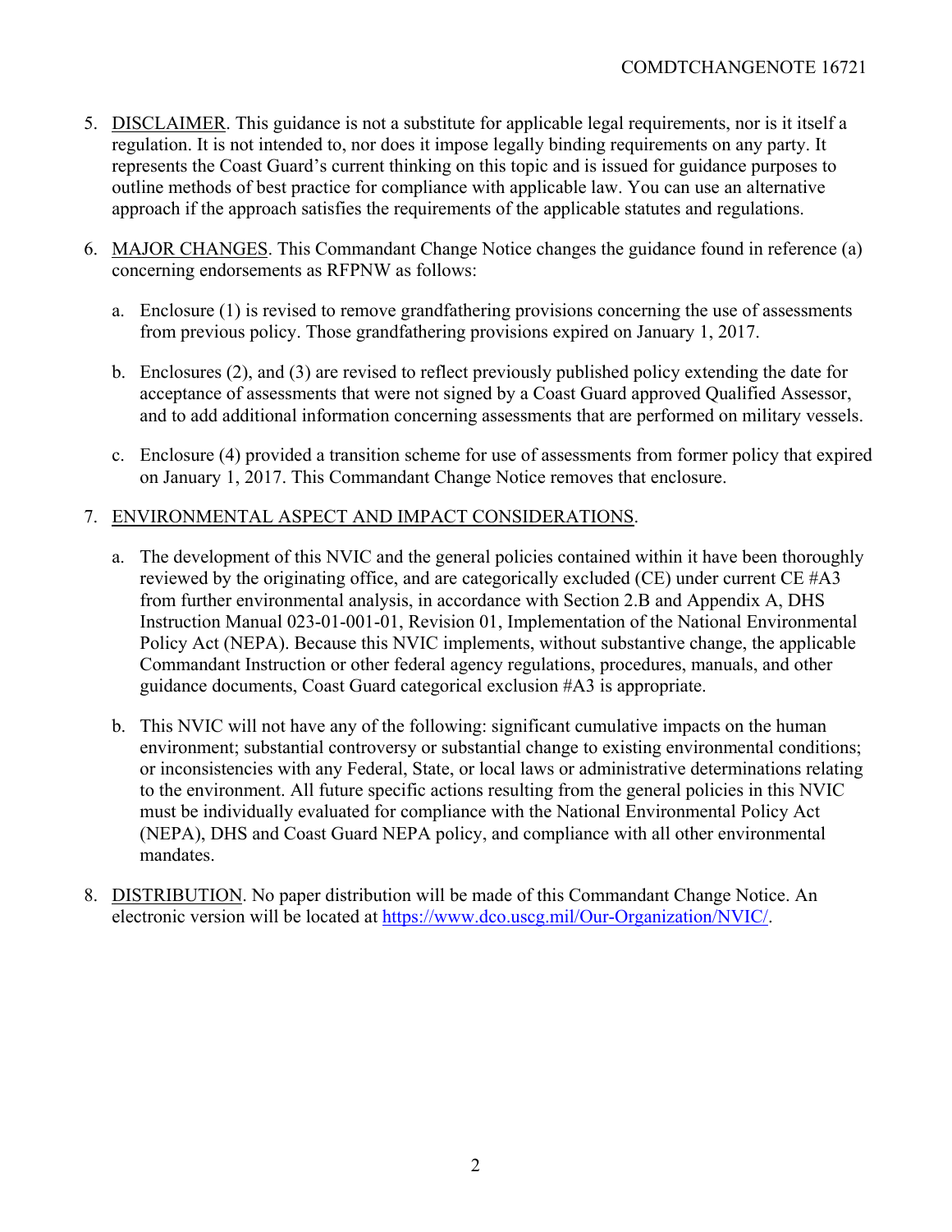5. DISCLAIMER. This guidance is not a substitute for applicable legal requirements, nor is it itself a regulation. It is not intended to, nor does it impose legally binding requirements on any party. It represents the Coast Guard's current thinking on this topic and is issued for guidance purposes to outline methods of best practice for compliance with applicable law. You can use an alternative approach if the approach satisfies the requirements of the applicable statutes and regulations.

6. MAJOR CHANGES. This Commandant Change Notice changes the guidance found in reference (a) concerning endorsements as RFPNW as follows:

   a. Enclosure (1) is revised to remove grandfathering provisions concerning the use of assessments from previous policy. Those grandfathering provisions expired on January 1, 2017.

   b. Enclosures (2), and (3) are revised to reflect previously published policy extending the date for acceptance of assessments that were not signed by a Coast Guard approved Qualified Assessor, and to add additional information concerning assessments that are performed on military vessels.

   c. Enclosure (4) provided a transition scheme for use of assessments from former policy that expired on January 1, 2017. This Commandant Change Notice removes that enclosure.

7. ENVIRONMENTAL ASPECT AND IMPACT CONSIDERATIONS.

   a. The development of this NVIC and the general policies contained within it have been thoroughly reviewed by the originating office, and are categorically excluded (CE) under current CE #A3 from further environmental analysis, in accordance with Section 2.B and Appendix A, DHS Instruction Manual 023-01-001-01, Revision 01, Implementation of the National Environmental Policy Act (NEPA). Because this NVIC implements, without substantive change, the applicable Commandant Instruction or other federal agency regulations, procedures, manuals, and other guidance documents, Coast Guard categorical exclusion #A3 is appropriate.

   b. This NVIC will not have any of the following: significant cumulative impacts on the human environment; substantial controversy or substantial change to existing environmental conditions; or inconsistencies with any Federal, State, or local laws or administrative determinations relating to the environment. All future specific actions resulting from the general policies in this NVIC must be individually evaluated for compliance with the National Environmental Policy Act (NEPA), DHS and Coast Guard NEPA policy, and compliance with all other environmental mandates.

8. DISTRIBUTION. No paper distribution will be made of this Commandant Change Notice. An electronic version will be located at https://www.dco.uscg.mil/Our-Organization/NVIC/.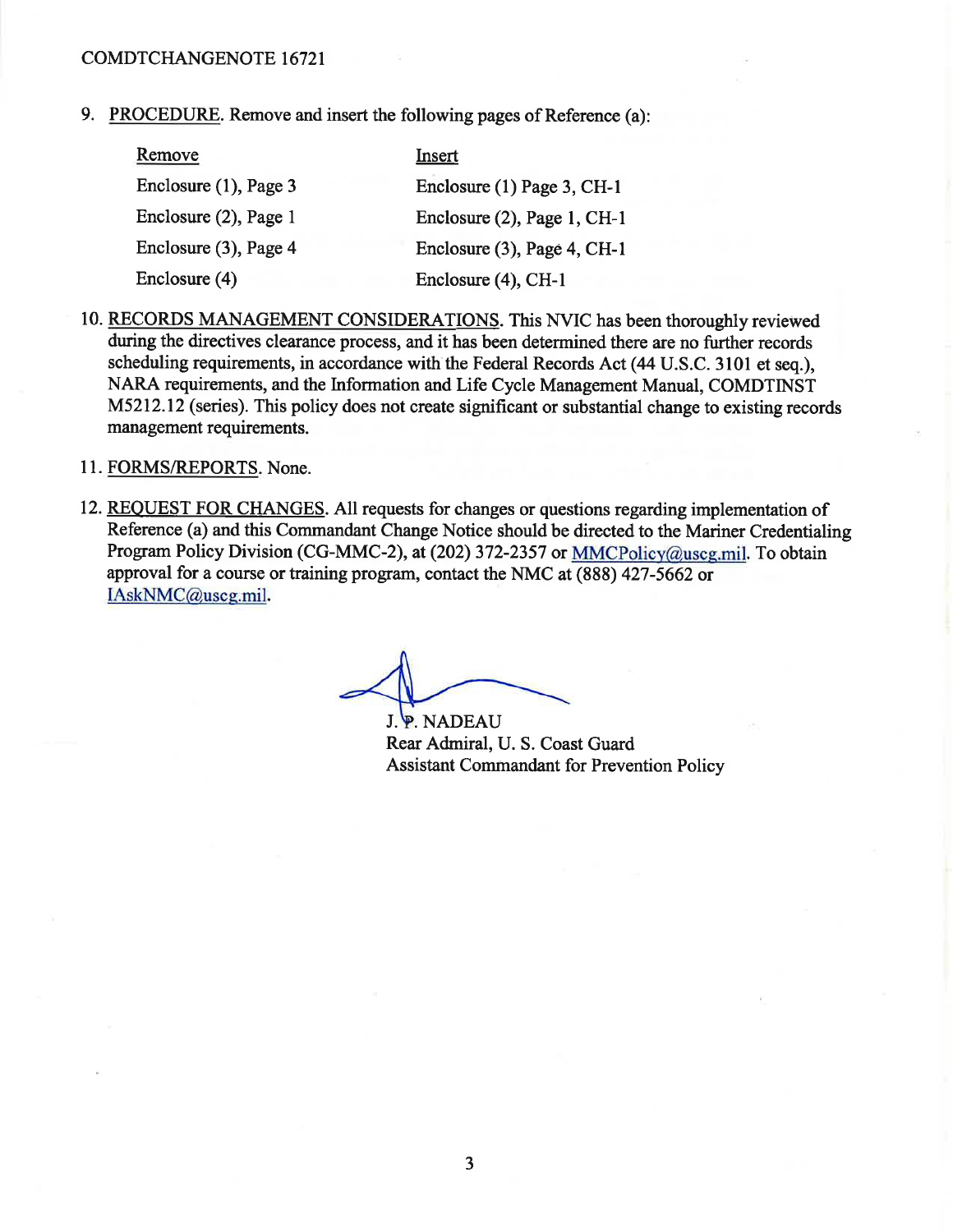9. PROCEDURE. Remove and insert the following pages of Reference (a):

| Remove | Insert |
| --- | --- |
| Enclosure (1), Page 3 | Enclosure (1) Page 3, CH-1 |
| Enclosure (2), Page 1 | Enclosure (2), Page 1, CH-1 |
| Enclosure (3), Page 4 | Enclosure (3), Page 4, CH-1 |
| Enclosure (4) | Enclosure (4), CH-1 |

10. RECORDS MANAGEMENT CONSIDERATIONS. This NVIC has been thoroughly reviewed during the directives clearance process, and it has been determined there are no further records scheduling requirements, in accordance with the Federal Records Act (44 U.S.C. 3101 et seq.), NARA requirements, and the Information and Life Cycle Management Manual, COMDTINST M5212.12 (series). This policy does not create significant or substantial change to existing records management requirements.

11. FORMS/REPORTS. None.

12. REQUEST FOR CHANGES. All requests for changes or questions regarding implementation of Reference (a) and this Commandant Change Notice should be directed to the Mariner Credentialing Program Policy Division (CG-MMC-2), at (202) 372-2357 or MMCPolicy@uscg.mil. To obtain approval for a course or training program, contact the NMC at (888) 427-5662 or IAskNMC@uscg.mil.

J. P. NADEAU
Rear Admiral, U. S. Coast Guard
Assistant Commandant for Prevention Policy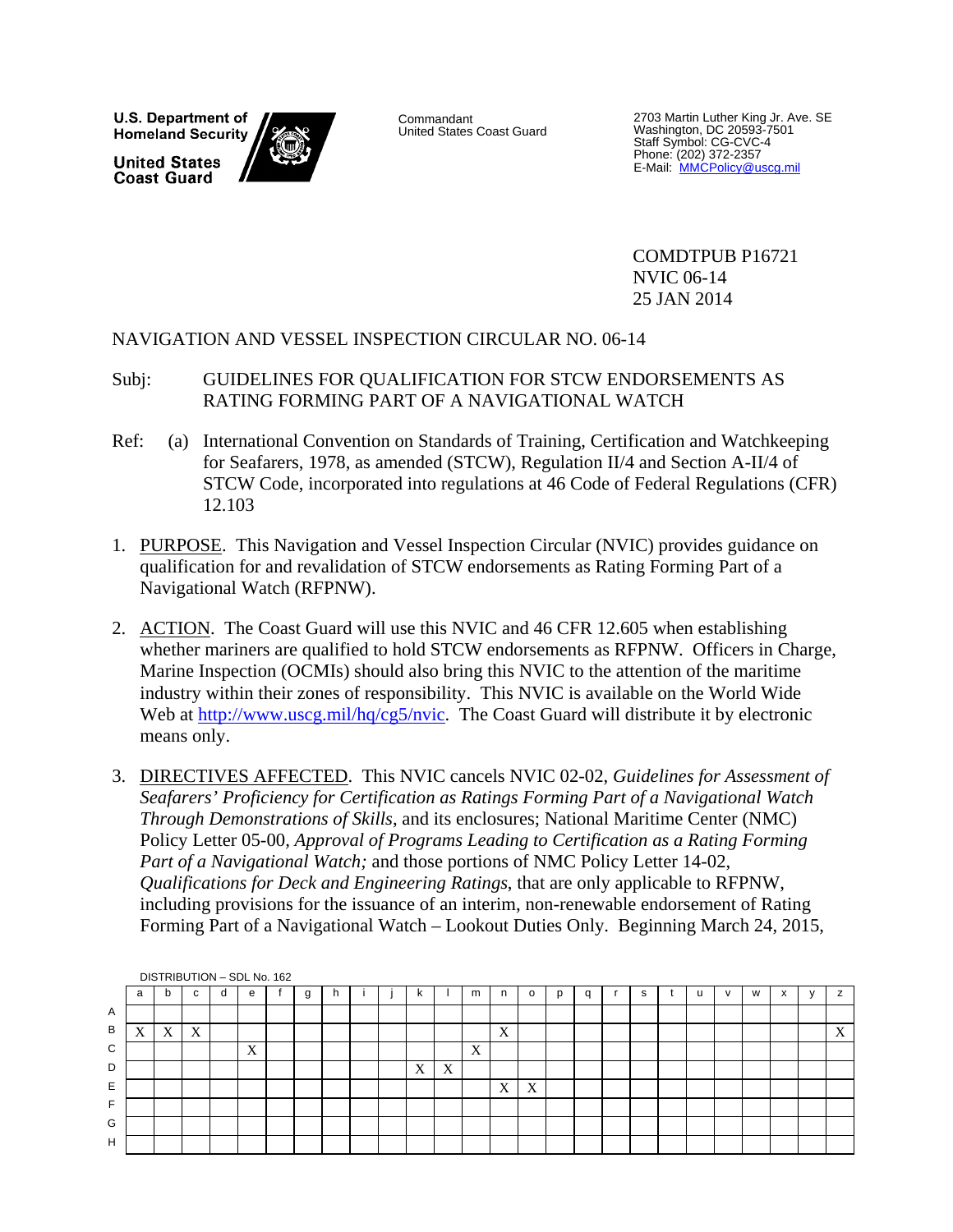U.S. Department of Homeland Security

United States Coast Guard

Commandant
United States Coast Guard

2703 Martin Luther King Jr. Ave. SE
Washington, DC 20593-7501
Staff Symbol: CG-CVC-4
Phone: (202) 372-2357
E-Mail: MMCPolicy@uscg.mil

COMDTPUB P16721
NVIC 06-14
25 JAN 2014

NAVIGATION AND VESSEL INSPECTION CIRCULAR NO. 06-14

Subj: GUIDELINES FOR QUALIFICATION FOR STCW ENDORSEMENTS AS RATING FORMING PART OF A NAVIGATIONAL WATCH

Ref: (a) International Convention on Standards of Training, Certification and Watchkeeping for Seafarers, 1978, as amended (STCW), Regulation II/4 and Section A-II/4 of STCW Code, incorporated into regulations at 46 Code of Federal Regulations (CFR) 12.103

1. PURPOSE. This Navigation and Vessel Inspection Circular (NVIC) provides guidance on qualification for and revalidation of STCW endorsements as Rating Forming Part of a Navigational Watch (RFPNW).

2. ACTION. The Coast Guard will use this NVIC and 46 CFR 12.605 when establishing whether mariners are qualified to hold STCW endorsements as RFPNW. Officers in Charge, Marine Inspection (OCMIs) should also bring this NVIC to the attention of the maritime industry within their zones of responsibility. This NVIC is available on the World Wide Web at http://www.uscg.mil/hq/cg5/nvic. The Coast Guard will distribute it by electronic means only.

3. DIRECTIVES AFFECTED. This NVIC cancels NVIC 02-02, *Guidelines for Assessment of Seafarers' Proficiency for Certification as Ratings Forming Part of a Navigational Watch Through Demonstrations of Skills*, and its enclosures; National Maritime Center (NMC) Policy Letter 05-00, *Approval of Programs Leading to Certification as a Rating Forming Part of a Navigational Watch;* and those portions of NMC Policy Letter 14-02, *Qualifications for Deck and Engineering Ratings*, that are only applicable to RFPNW, including provisions for the issuance of an interim, non-renewable endorsement of Rating Forming Part of a Navigational Watch – Lookout Duties Only. Beginning March 24, 2015,

DISTRIBUTION – SDL No. 162

| | a | b | c | d | e | f | g | h | i | j | k | l | m | n | o | p | q | r | s | t | u | v | w | x | y | z |
|---|---|---|---|---|---|---|---|---|---|---|---|---|---|---|---|---|---|---|---|---|---|---|---|---|---|---|
| A | | | | | | | | | | | | | | | | | | | | | | | | | | |
| B | X | X | X | | | | | | | | | | | X | | | | | | | | | | | | X |
| C | | | | | X | | | | | | | | X | | | | | | | | | | | | | |
| D | | | | | | | | | | | X | X | | | | | | | | | | | | | | |
| E | | | | | | | | | | | | | | X | X | | | | | | | | | | | |
| F | | | | | | | | | | | | | | | | | | | | | | | | | | |
| G | | | | | | | | | | | | | | | | | | | | | | | | | | |
| H | | | | | | | | | | | | | | | | | | | | | | | | | | |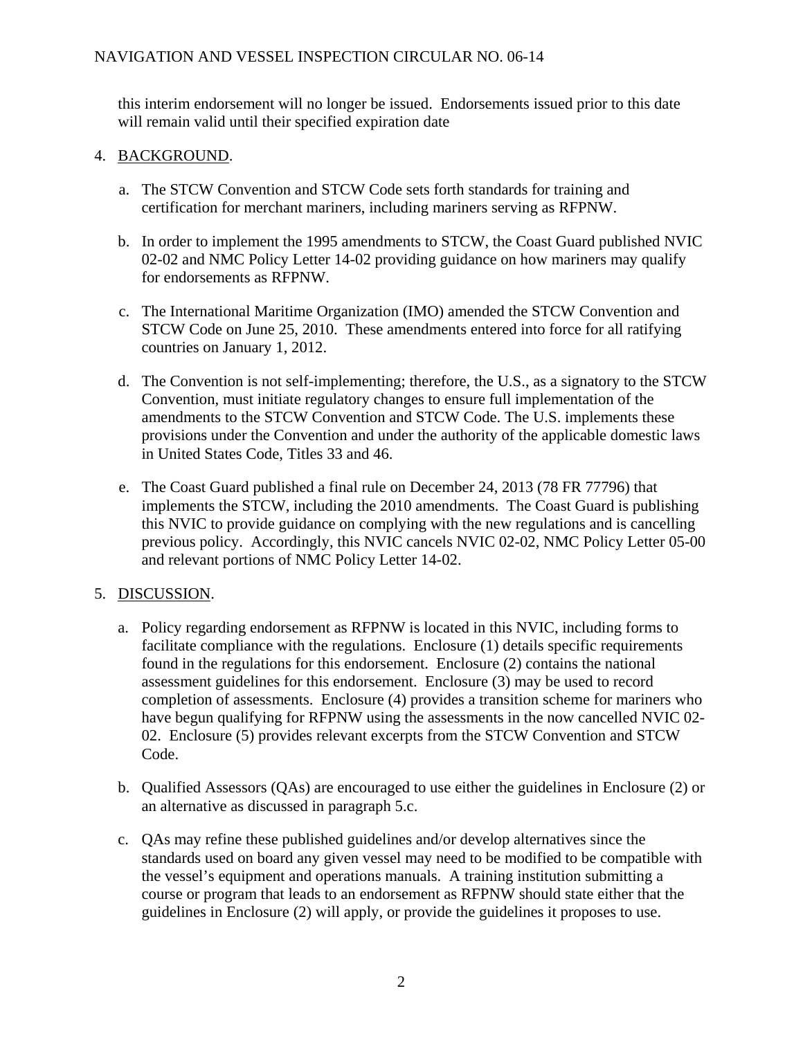this interim endorsement will no longer be issued. Endorsements issued prior to this date will remain valid until their specified expiration date

4. BACKGROUND.

   a. The STCW Convention and STCW Code sets forth standards for training and certification for merchant mariners, including mariners serving as RFPNW.

   b. In order to implement the 1995 amendments to STCW, the Coast Guard published NVIC 02-02 and NMC Policy Letter 14-02 providing guidance on how mariners may qualify for endorsements as RFPNW.

   c. The International Maritime Organization (IMO) amended the STCW Convention and STCW Code on June 25, 2010. These amendments entered into force for all ratifying countries on January 1, 2012.

   d. The Convention is not self-implementing; therefore, the U.S., as a signatory to the STCW Convention, must initiate regulatory changes to ensure full implementation of the amendments to the STCW Convention and STCW Code. The U.S. implements these provisions under the Convention and under the authority of the applicable domestic laws in United States Code, Titles 33 and 46.

   e. The Coast Guard published a final rule on December 24, 2013 (78 FR 77796) that implements the STCW, including the 2010 amendments. The Coast Guard is publishing this NVIC to provide guidance on complying with the new regulations and is cancelling previous policy. Accordingly, this NVIC cancels NVIC 02-02, NMC Policy Letter 05-00 and relevant portions of NMC Policy Letter 14-02.

5. DISCUSSION.

   a. Policy regarding endorsement as RFPNW is located in this NVIC, including forms to facilitate compliance with the regulations. Enclosure (1) details specific requirements found in the regulations for this endorsement. Enclosure (2) contains the national assessment guidelines for this endorsement. Enclosure (3) may be used to record completion of assessments. Enclosure (4) provides a transition scheme for mariners who have begun qualifying for RFPNW using the assessments in the now cancelled NVIC 02-02. Enclosure (5) provides relevant excerpts from the STCW Convention and STCW Code.

   b. Qualified Assessors (QAs) are encouraged to use either the guidelines in Enclosure (2) or an alternative as discussed in paragraph 5.c.

   c. QAs may refine these published guidelines and/or develop alternatives since the standards used on board any given vessel may need to be modified to be compatible with the vessel's equipment and operations manuals. A training institution submitting a course or program that leads to an endorsement as RFPNW should state either that the guidelines in Enclosure (2) will apply, or provide the guidelines it proposes to use.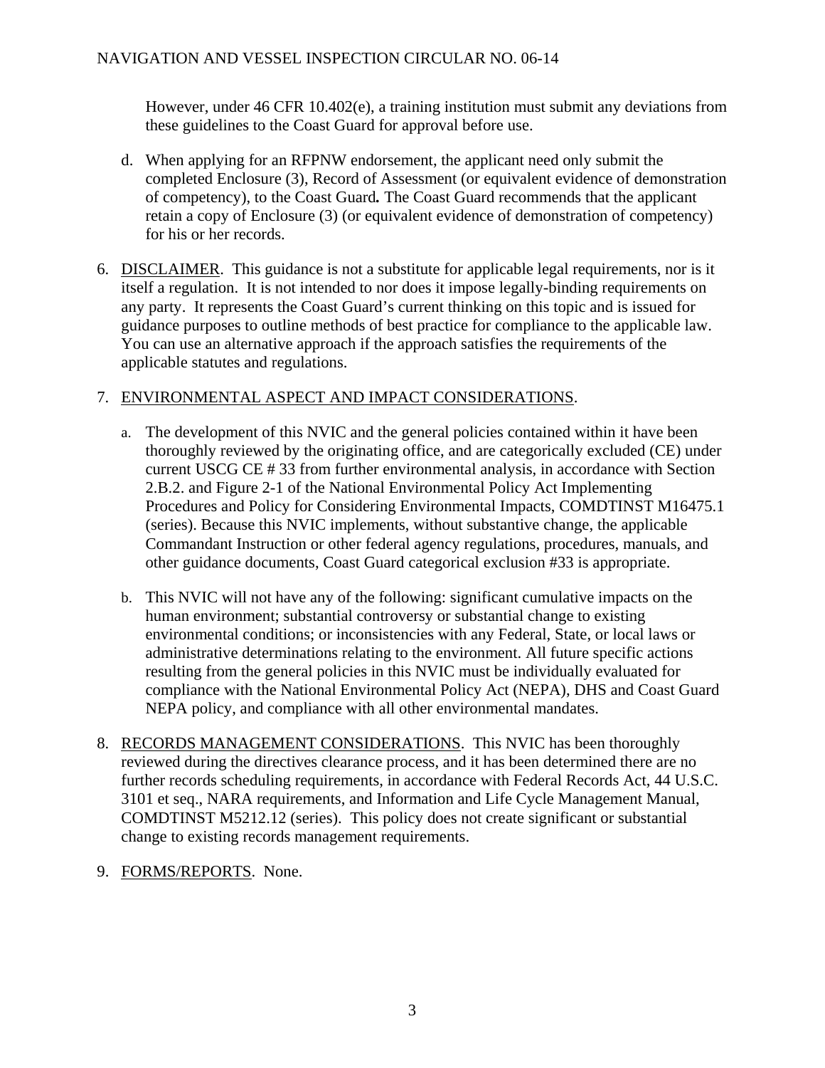However, under 46 CFR 10.402(e), a training institution must submit any deviations from these guidelines to the Coast Guard for approval before use.

d. When applying for an RFPNW endorsement, the applicant need only submit the completed Enclosure (3), Record of Assessment (or equivalent evidence of demonstration of competency), to the Coast Guard**.** The Coast Guard recommends that the applicant retain a copy of Enclosure (3) (or equivalent evidence of demonstration of competency) for his or her records.

6. DISCLAIMER. This guidance is not a substitute for applicable legal requirements, nor is it itself a regulation. It is not intended to nor does it impose legally-binding requirements on any party. It represents the Coast Guard's current thinking on this topic and is issued for guidance purposes to outline methods of best practice for compliance to the applicable law. You can use an alternative approach if the approach satisfies the requirements of the applicable statutes and regulations.

7. ENVIRONMENTAL ASPECT AND IMPACT CONSIDERATIONS.

    a. The development of this NVIC and the general policies contained within it have been thoroughly reviewed by the originating office, and are categorically excluded (CE) under current USCG CE # 33 from further environmental analysis, in accordance with Section 2.B.2. and Figure 2-1 of the National Environmental Policy Act Implementing Procedures and Policy for Considering Environmental Impacts, COMDTINST M16475.1 (series). Because this NVIC implements, without substantive change, the applicable Commandant Instruction or other federal agency regulations, procedures, manuals, and other guidance documents, Coast Guard categorical exclusion #33 is appropriate.

    b. This NVIC will not have any of the following: significant cumulative impacts on the human environment; substantial controversy or substantial change to existing environmental conditions; or inconsistencies with any Federal, State, or local laws or administrative determinations relating to the environment. All future specific actions resulting from the general policies in this NVIC must be individually evaluated for compliance with the National Environmental Policy Act (NEPA), DHS and Coast Guard NEPA policy, and compliance with all other environmental mandates.

8. RECORDS MANAGEMENT CONSIDERATIONS. This NVIC has been thoroughly reviewed during the directives clearance process, and it has been determined there are no further records scheduling requirements, in accordance with Federal Records Act, 44 U.S.C. 3101 et seq., NARA requirements, and Information and Life Cycle Management Manual, COMDTINST M5212.12 (series). This policy does not create significant or substantial change to existing records management requirements.

9. FORMS/REPORTS. None.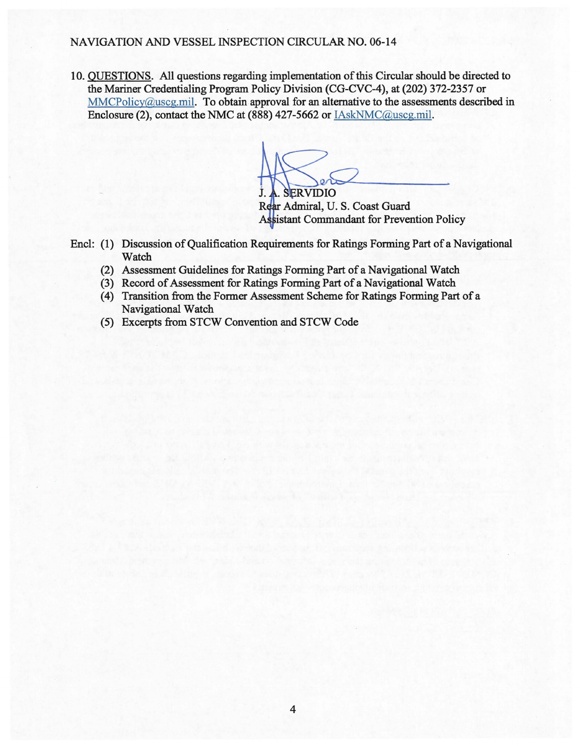10. QUESTIONS. All questions regarding implementation of this Circular should be directed to the Mariner Credentialing Program Policy Division (CG-CVC-4), at (202) 372-2357 or MMCPolicy@uscg.mil. To obtain approval for an alternative to the assessments described in Enclosure (2), contact the NMC at (888) 427-5662 or IAskNMC@uscg.mil.

J. A. SERVIDIO
Rear Admiral, U. S. Coast Guard
Assistant Commandant for Prevention Policy

Encl: (1) Discussion of Qualification Requirements for Ratings Forming Part of a Navigational Watch
(2) Assessment Guidelines for Ratings Forming Part of a Navigational Watch
(3) Record of Assessment for Ratings Forming Part of a Navigational Watch
(4) Transition from the Former Assessment Scheme for Ratings Forming Part of a Navigational Watch
(5) Excerpts from STCW Convention and STCW Code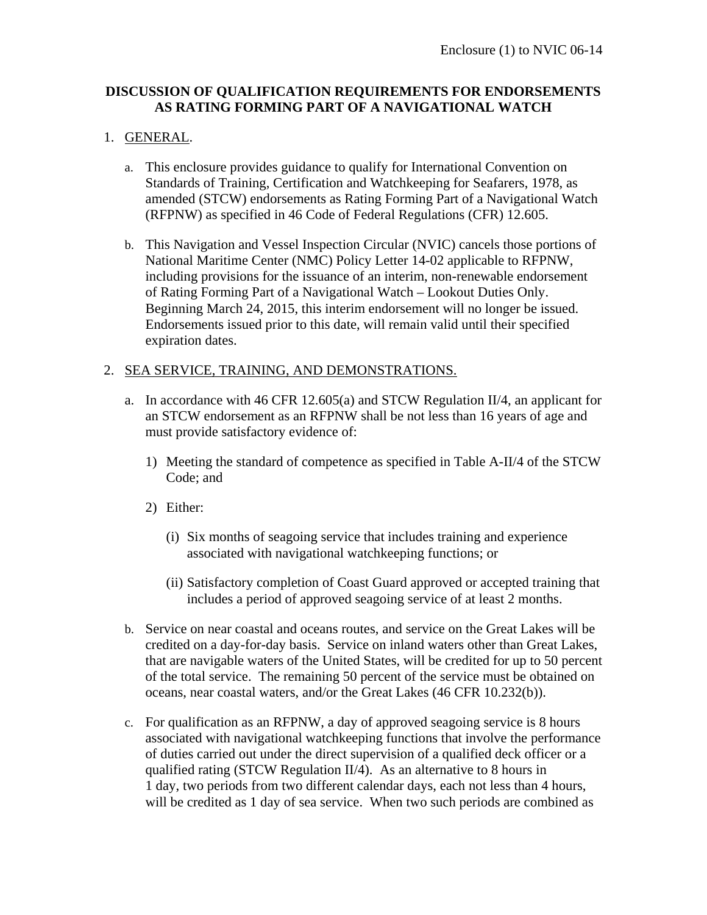Enclosure (1) to NVIC 06-14

**DISCUSSION OF QUALIFICATION REQUIREMENTS FOR ENDORSEMENTS AS RATING FORMING PART OF A NAVIGATIONAL WATCH**

1. GENERAL.

   a. This enclosure provides guidance to qualify for International Convention on Standards of Training, Certification and Watchkeeping for Seafarers, 1978, as amended (STCW) endorsements as Rating Forming Part of a Navigational Watch (RFPNW) as specified in 46 Code of Federal Regulations (CFR) 12.605.

   b. This Navigation and Vessel Inspection Circular (NVIC) cancels those portions of National Maritime Center (NMC) Policy Letter 14-02 applicable to RFPNW, including provisions for the issuance of an interim, non-renewable endorsement of Rating Forming Part of a Navigational Watch – Lookout Duties Only. Beginning March 24, 2015, this interim endorsement will no longer be issued. Endorsements issued prior to this date, will remain valid until their specified expiration dates.

2. SEA SERVICE, TRAINING, AND DEMONSTRATIONS.

   a. In accordance with 46 CFR 12.605(a) and STCW Regulation II/4, an applicant for an STCW endorsement as an RFPNW shall be not less than 16 years of age and must provide satisfactory evidence of:

      1) Meeting the standard of competence as specified in Table A-II/4 of the STCW Code; and

      2) Either:

         (i) Six months of seagoing service that includes training and experience associated with navigational watchkeeping functions; or

         (ii) Satisfactory completion of Coast Guard approved or accepted training that includes a period of approved seagoing service of at least 2 months.

   b. Service on near coastal and oceans routes, and service on the Great Lakes will be credited on a day-for-day basis. Service on inland waters other than Great Lakes, that are navigable waters of the United States, will be credited for up to 50 percent of the total service. The remaining 50 percent of the service must be obtained on oceans, near coastal waters, and/or the Great Lakes (46 CFR 10.232(b)).

   c. For qualification as an RFPNW, a day of approved seagoing service is 8 hours associated with navigational watchkeeping functions that involve the performance of duties carried out under the direct supervision of a qualified deck officer or a qualified rating (STCW Regulation II/4). As an alternative to 8 hours in 1 day, two periods from two different calendar days, each not less than 4 hours, will be credited as 1 day of sea service. When two such periods are combined as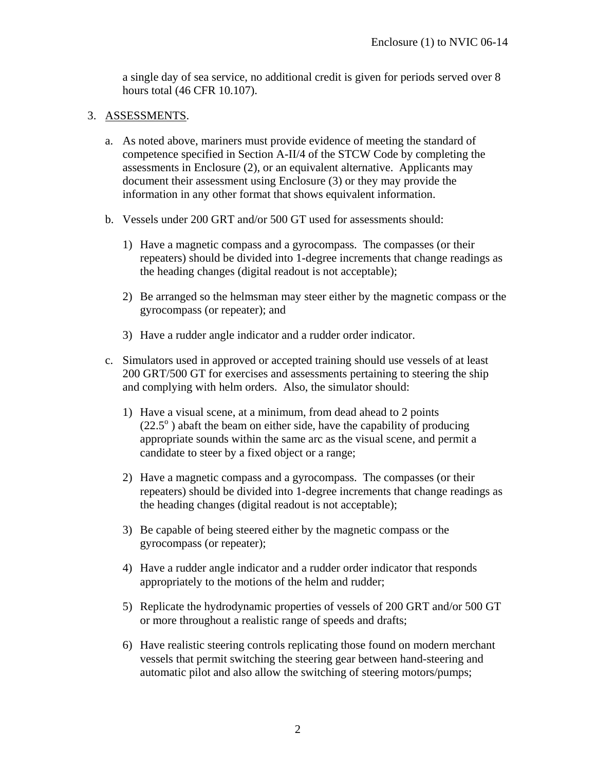a single day of sea service, no additional credit is given for periods served over 8 hours total (46 CFR 10.107).

3. ASSESSMENTS.

   a. As noted above, mariners must provide evidence of meeting the standard of competence specified in Section A-II/4 of the STCW Code by completing the assessments in Enclosure (2), or an equivalent alternative. Applicants may document their assessment using Enclosure (3) or they may provide the information in any other format that shows equivalent information.

   b. Vessels under 200 GRT and/or 500 GT used for assessments should:

      1) Have a magnetic compass and a gyrocompass. The compasses (or their repeaters) should be divided into 1-degree increments that change readings as the heading changes (digital readout is not acceptable);

      2) Be arranged so the helmsman may steer either by the magnetic compass or the gyrocompass (or repeater); and

      3) Have a rudder angle indicator and a rudder order indicator.

   c. Simulators used in approved or accepted training should use vessels of at least 200 GRT/500 GT for exercises and assessments pertaining to steering the ship and complying with helm orders. Also, the simulator should:

      1) Have a visual scene, at a minimum, from dead ahead to 2 points ($22.5^{o}$) abaft the beam on either side, have the capability of producing appropriate sounds within the same arc as the visual scene, and permit a candidate to steer by a fixed object or a range;

      2) Have a magnetic compass and a gyrocompass. The compasses (or their repeaters) should be divided into 1-degree increments that change readings as the heading changes (digital readout is not acceptable);

      3) Be capable of being steered either by the magnetic compass or the gyrocompass (or repeater);

      4) Have a rudder angle indicator and a rudder order indicator that responds appropriately to the motions of the helm and rudder;

      5) Replicate the hydrodynamic properties of vessels of 200 GRT and/or 500 GT or more throughout a realistic range of speeds and drafts;

      6) Have realistic steering controls replicating those found on modern merchant vessels that permit switching the steering gear between hand-steering and automatic pilot and also allow the switching of steering motors/pumps;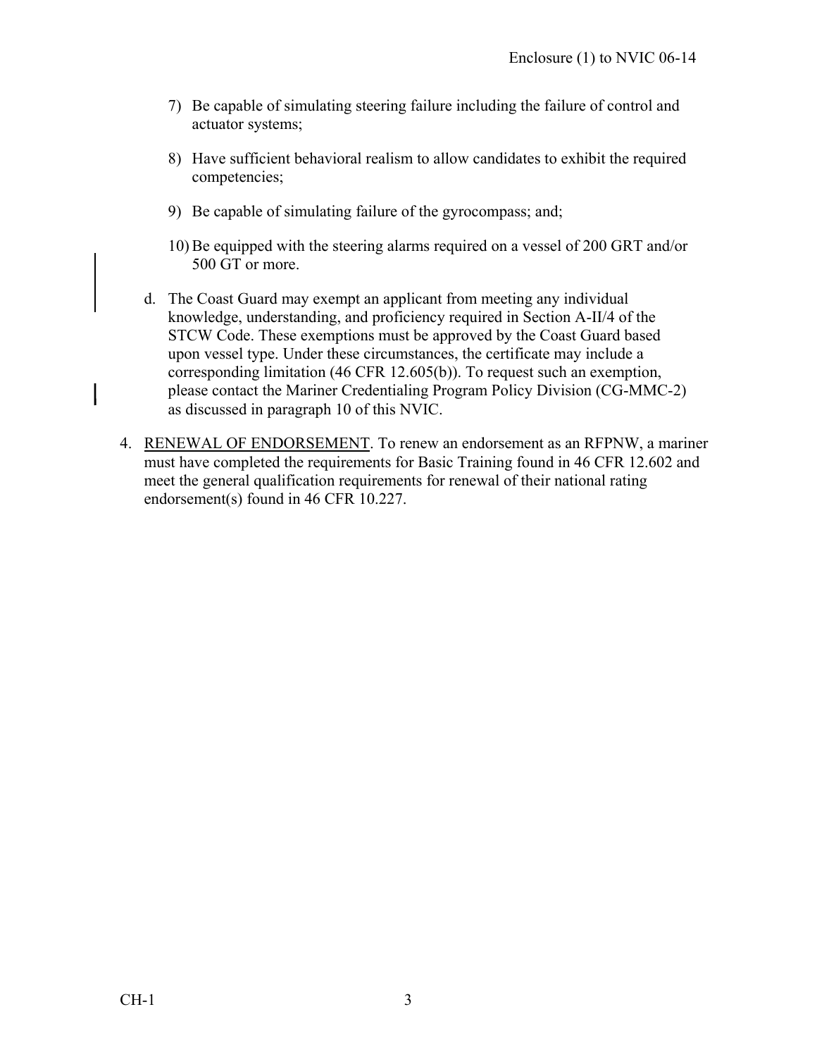7) Be capable of simulating steering failure including the failure of control and actuator systems;

8) Have sufficient behavioral realism to allow candidates to exhibit the required competencies;

9) Be capable of simulating failure of the gyrocompass; and;

10) Be equipped with the steering alarms required on a vessel of 200 GRT and/or 500 GT or more.

d. The Coast Guard may exempt an applicant from meeting any individual knowledge, understanding, and proficiency required in Section A-II/4 of the STCW Code. These exemptions must be approved by the Coast Guard based upon vessel type. Under these circumstances, the certificate may include a corresponding limitation (46 CFR 12.605(b)). To request such an exemption, please contact the Mariner Credentialing Program Policy Division (CG-MMC-2) as discussed in paragraph 10 of this NVIC.

4. RENEWAL OF ENDORSEMENT. To renew an endorsement as an RFPNW, a mariner must have completed the requirements for Basic Training found in 46 CFR 12.602 and meet the general qualification requirements for renewal of their national rating endorsement(s) found in 46 CFR 10.227.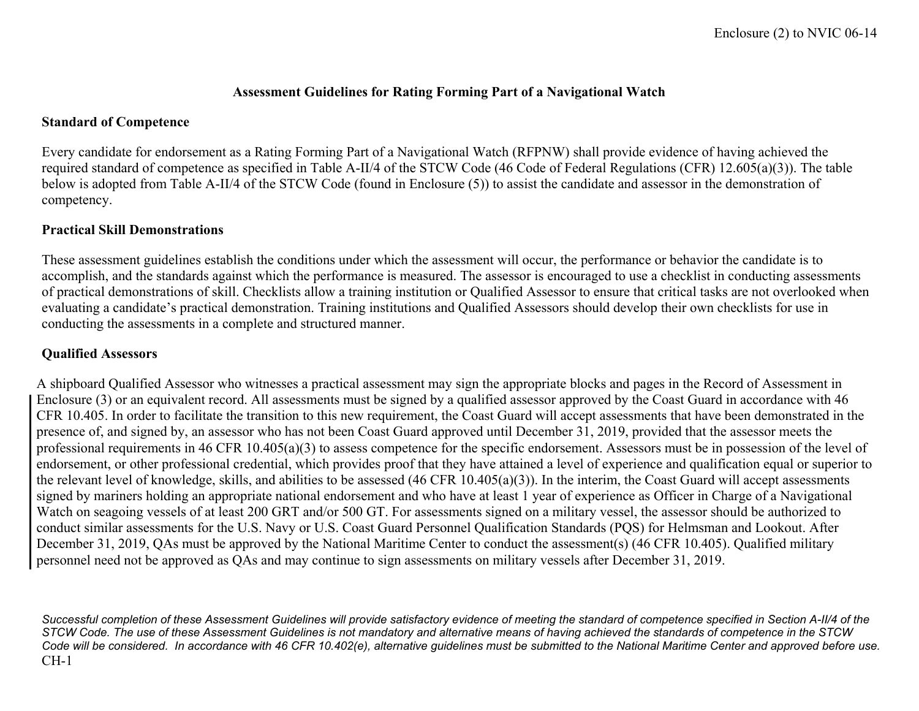## Assessment Guidelines for Rating Forming Part of a Navigational Watch

### Standard of Competence

Every candidate for endorsement as a Rating Forming Part of a Navigational Watch (RFPNW) shall provide evidence of having achieved the required standard of competence as specified in Table A-II/4 of the STCW Code (46 Code of Federal Regulations (CFR) 12.605(a)(3)). The table below is adopted from Table A-II/4 of the STCW Code (found in Enclosure (5)) to assist the candidate and assessor in the demonstration of competency.

### Practical Skill Demonstrations

These assessment guidelines establish the conditions under which the assessment will occur, the performance or behavior the candidate is to accomplish, and the standards against which the performance is measured. The assessor is encouraged to use a checklist in conducting assessments of practical demonstrations of skill. Checklists allow a training institution or Qualified Assessor to ensure that critical tasks are not overlooked when evaluating a candidate's practical demonstration. Training institutions and Qualified Assessors should develop their own checklists for use in conducting the assessments in a complete and structured manner.

### Qualified Assessors

A shipboard Qualified Assessor who witnesses a practical assessment may sign the appropriate blocks and pages in the Record of Assessment in Enclosure (3) or an equivalent record. All assessments must be signed by a qualified assessor approved by the Coast Guard in accordance with 46 CFR 10.405. In order to facilitate the transition to this new requirement, the Coast Guard will accept assessments that have been demonstrated in the presence of, and signed by, an assessor who has not been Coast Guard approved until December 31, 2019, provided that the assessor meets the professional requirements in 46 CFR 10.405(a)(3) to assess competence for the specific endorsement. Assessors must be in possession of the level of endorsement, or other professional credential, which provides proof that they have attained a level of experience and qualification equal or superior to the relevant level of knowledge, skills, and abilities to be assessed (46 CFR 10.405(a)(3)). In the interim, the Coast Guard will accept assessments signed by mariners holding an appropriate national endorsement and who have at least 1 year of experience as Officer in Charge of a Navigational Watch on seagoing vessels of at least 200 GRT and/or 500 GT. For assessments signed on a military vessel, the assessor should be authorized to conduct similar assessments for the U.S. Navy or U.S. Coast Guard Personnel Qualification Standards (PQS) for Helmsman and Lookout. After December 31, 2019, QAs must be approved by the National Maritime Center to conduct the assessment(s) (46 CFR 10.405). Qualified military personnel need not be approved as QAs and may continue to sign assessments on military vessels after December 31, 2019.

*Successful completion of these Assessment Guidelines will provide satisfactory evidence of meeting the standard of competence specified in Section A-II/4 of the STCW Code. The use of these Assessment Guidelines is not mandatory and alternative means of having achieved the standards of competence in the STCW Code will be considered. In accordance with 46 CFR 10.402(e), alternative guidelines must be submitted to the National Maritime Center and approved before use.*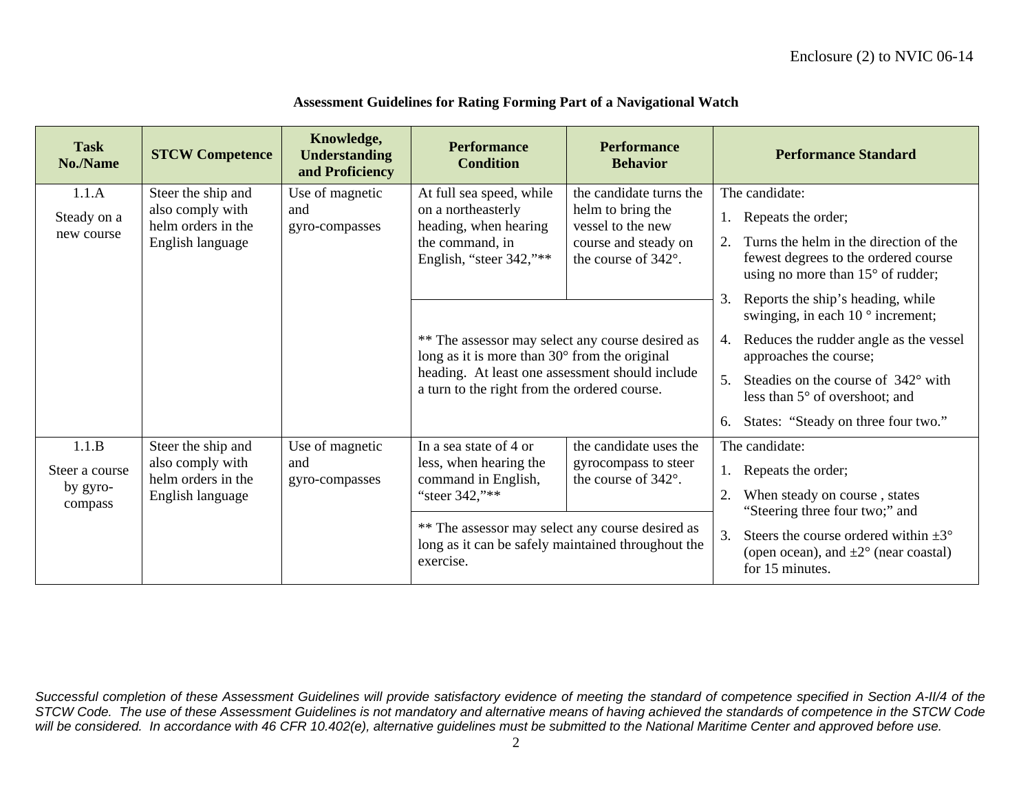**Assessment Guidelines for Rating Forming Part of a Navigational Watch**

| Task No./Name | STCW Competence | Knowledge, Understanding and Proficiency | Performance Condition | Performance Behavior | Performance Standard |
|---|---|---|---|---|---|
| 1.1.A<br>Steady on a new course | Steer the ship and also comply with helm orders in the English language | Use of magnetic and gyro-compasses | At full sea speed, while on a northeasterly heading, when hearing the command, in English, "steer 342,"**<br><br>** The assessor may select any course desired as long as it is more than 30° from the original heading. At least one assessment should include a turn to the right from the ordered course. | the candidate turns the helm to bring the vessel to the new course and steady on the course of 342°. | The candidate:<br>1. Repeats the order;<br>2. Turns the helm in the direction of the fewest degrees to the ordered course using no more than 15° of rudder;<br>3. Reports the ship's heading, while swinging, in each 10 ° increment;<br>4. Reduces the rudder angle as the vessel approaches the course;<br>5. Steadies on the course of 342° with less than 5° of overshoot; and<br>6. States: "Steady on three four two." |
| 1.1.B<br>Steer a course by gyro-compass | Steer the ship and also comply with helm orders in the English language | Use of magnetic and gyro-compasses | In a sea state of 4 or less, when hearing the command in English, "steer 342,"**<br><br>** The assessor may select any course desired as long as it can be safely maintained throughout the exercise. | the candidate uses the gyrocompass to steer the course of 342°. | The candidate:<br>1. Repeats the order;<br>2. When steady on course , states "Steering three four two;" and<br>3. Steers the course ordered within ±3° (open ocean), and ±2° (near coastal) for 15 minutes. |

*Successful completion of these Assessment Guidelines will provide satisfactory evidence of meeting the standard of competence specified in Section A-II/4 of the STCW Code. The use of these Assessment Guidelines is not mandatory and alternative means of having achieved the standards of competence in the STCW Code will be considered. In accordance with 46 CFR 10.402(e), alternative guidelines must be submitted to the National Maritime Center and approved before use.*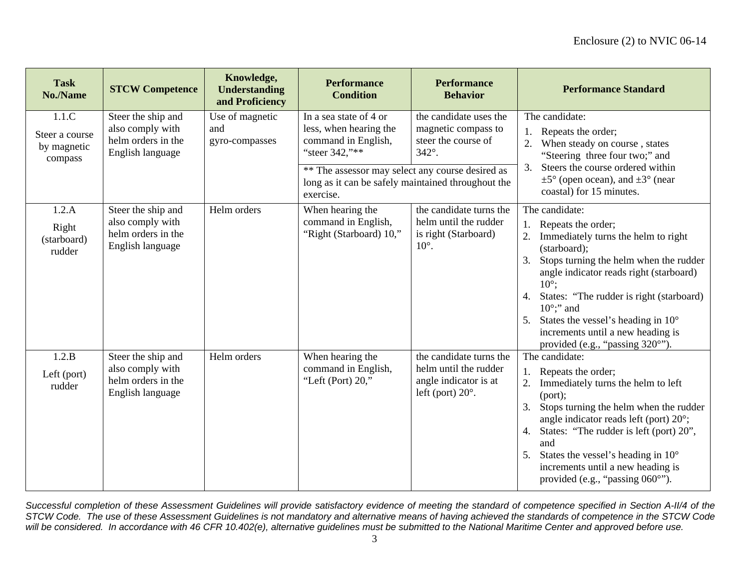Enclosure (2) to NVIC 06-14

| Task No./Name | STCW Competence | Knowledge, Understanding and Proficiency | Performance Condition | Performance Behavior | Performance Standard |
|---|---|---|---|---|---|
| 1.1.C Steer a course by magnetic compass | Steer the ship and also comply with helm orders in the English language | Use of magnetic and gyro-compasses | In a sea state of 4 or less, when hearing the command in English, "steer 342,"** <br> ** The assessor may select any course desired as long as it can be safely maintained throughout the exercise. | the candidate uses the magnetic compass to steer the course of 342°. | The candidate: 1. Repeats the order; 2. When steady on course , states "Steering three four two;" and 3. Steers the course ordered within ±5° (open ocean), and ±3° (near coastal) for 15 minutes. |
| 1.2.A Right (starboard) rudder | Steer the ship and also comply with helm orders in the English language | Helm orders | When hearing the command in English, "Right (Starboard) 10," | the candidate turns the helm until the rudder is right (Starboard) 10°. | The candidate: 1. Repeats the order; 2. Immediately turns the helm to right (starboard); 3. Stops turning the helm when the rudder angle indicator reads right (starboard) 10°; 4. States: "The rudder is right (starboard) 10°;" and 5. States the vessel's heading in 10° increments until a new heading is provided (e.g., "passing 320°"). |
| 1.2.B Left (port) rudder | Steer the ship and also comply with helm orders in the English language | Helm orders | When hearing the command in English, "Left (Port) 20," | the candidate turns the helm until the rudder angle indicator is at left (port) 20°. | The candidate: 1. Repeats the order; 2. Immediately turns the helm to left (port); 3. Stops turning the helm when the rudder angle indicator reads left (port) 20°; 4. States: "The rudder is left (port) 20", and 5. States the vessel's heading in 10° increments until a new heading is provided (e.g., "passing 060°"). |

*Successful completion of these Assessment Guidelines will provide satisfactory evidence of meeting the standard of competence specified in Section A-II/4 of the STCW Code. The use of these Assessment Guidelines is not mandatory and alternative means of having achieved the standards of competence in the STCW Code will be considered. In accordance with 46 CFR 10.402(e), alternative guidelines must be submitted to the National Maritime Center and approved before use.*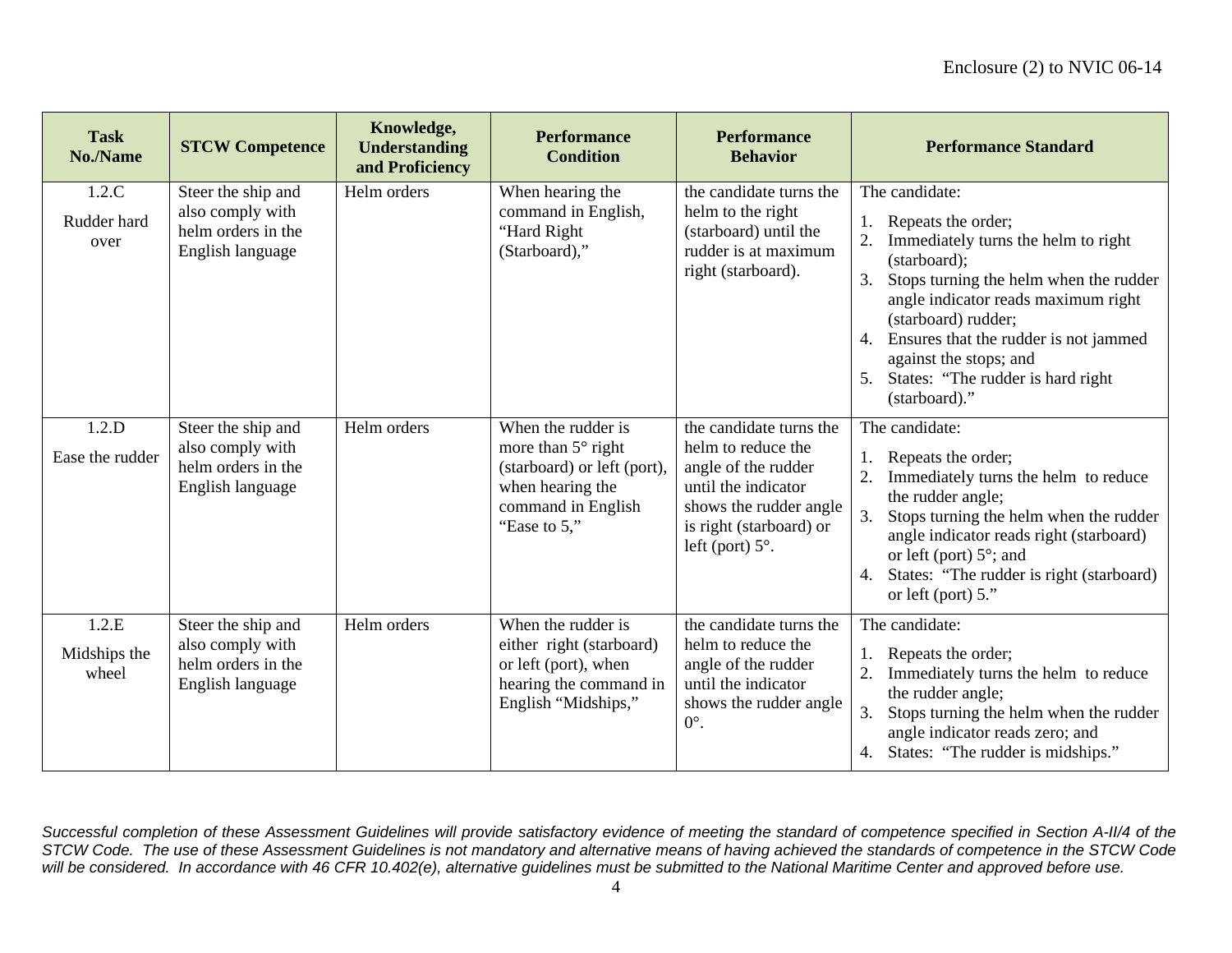| Task No./Name | STCW Competence | Knowledge, Understanding and Proficiency | Performance Condition | Performance Behavior | Performance Standard |
|---|---|---|---|---|---|
| 1.2.C Rudder hard over | Steer the ship and also comply with helm orders in the English language | Helm orders | When hearing the command in English, "Hard Right (Starboard)," | the candidate turns the helm to the right (starboard) until the rudder is at maximum right (starboard). | The candidate: 1. Repeats the order; 2. Immediately turns the helm to right (starboard); 3. Stops turning the helm when the rudder angle indicator reads maximum right (starboard) rudder; 4. Ensures that the rudder is not jammed against the stops; and 5. States: "The rudder is hard right (starboard)." |
| 1.2.D Ease the rudder | Steer the ship and also comply with helm orders in the English language | Helm orders | When the rudder is more than 5° right (starboard) or left (port), when hearing the command in English "Ease to 5," | the candidate turns the helm to reduce the angle of the rudder until the indicator shows the rudder angle is right (starboard) or left (port) 5°. | The candidate: 1. Repeats the order; 2. Immediately turns the helm to reduce the rudder angle; 3. Stops turning the helm when the rudder angle indicator reads right (starboard) or left (port) 5°; and 4. States: "The rudder is right (starboard) or left (port) 5." |
| 1.2.E Midships the wheel | Steer the ship and also comply with helm orders in the English language | Helm orders | When the rudder is either right (starboard) or left (port), when hearing the command in English "Midships," | the candidate turns the helm to reduce the angle of the rudder until the indicator shows the rudder angle 0°. | The candidate: 1. Repeats the order; 2. Immediately turns the helm to reduce the rudder angle; 3. Stops turning the helm when the rudder angle indicator reads zero; and 4. States: "The rudder is midships." |

*Successful completion of these Assessment Guidelines will provide satisfactory evidence of meeting the standard of competence specified in Section A-II/4 of the STCW Code. The use of these Assessment Guidelines is not mandatory and alternative means of having achieved the standards of competence in the STCW Code will be considered. In accordance with 46 CFR 10.402(e), alternative guidelines must be submitted to the National Maritime Center and approved before use.*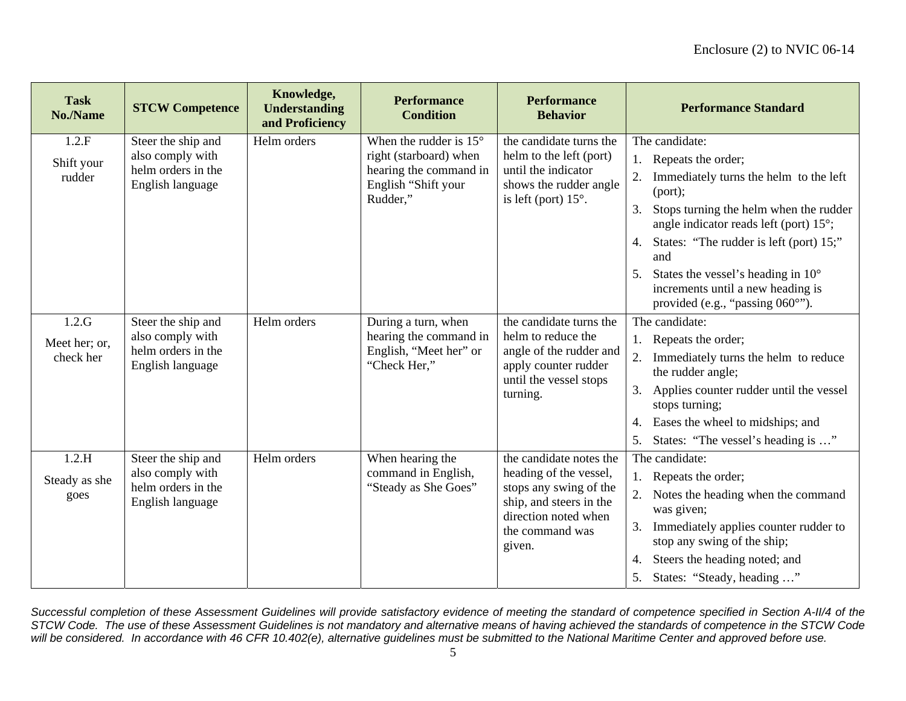| Task No./Name | STCW Competence | Knowledge, Understanding and Proficiency | Performance Condition | Performance Behavior | Performance Standard |
|---|---|---|---|---|---|
| 1.2.F<br>Shift your rudder | Steer the ship and also comply with helm orders in the English language | Helm orders | When the rudder is 15° right (starboard) when hearing the command in English "Shift your Rudder," | the candidate turns the helm to the left (port) until the indicator shows the rudder angle is left (port) 15°. | The candidate:<br>1. Repeats the order;<br>2. Immediately turns the helm to the left (port);<br>3. Stops turning the helm when the rudder angle indicator reads left (port) 15°;<br>4. States: "The rudder is left (port) 15;" and<br>5. States the vessel's heading in 10° increments until a new heading is provided (e.g., "passing 060°"). |
| 1.2.G<br>Meet her; or, check her | Steer the ship and also comply with helm orders in the English language | Helm orders | During a turn, when hearing the command in English, "Meet her" or "Check Her," | the candidate turns the helm to reduce the angle of the rudder and apply counter rudder until the vessel stops turning. | The candidate:<br>1. Repeats the order;<br>2. Immediately turns the helm to reduce the rudder angle;<br>3. Applies counter rudder until the vessel stops turning;<br>4. Eases the wheel to midships; and<br>5. States: "The vessel's heading is …" |
| 1.2.H<br>Steady as she goes | Steer the ship and also comply with helm orders in the English language | Helm orders | When hearing the command in English, "Steady as She Goes" | the candidate notes the heading of the vessel, stops any swing of the ship, and steers in the direction noted when the command was given. | The candidate:<br>1. Repeats the order;<br>2. Notes the heading when the command was given;<br>3. Immediately applies counter rudder to stop any swing of the ship;<br>4. Steers the heading noted; and<br>5. States: "Steady, heading …" |

*Successful completion of these Assessment Guidelines will provide satisfactory evidence of meeting the standard of competence specified in Section A-II/4 of the STCW Code. The use of these Assessment Guidelines is not mandatory and alternative means of having achieved the standards of competence in the STCW Code will be considered. In accordance with 46 CFR 10.402(e), alternative guidelines must be submitted to the National Maritime Center and approved before use.*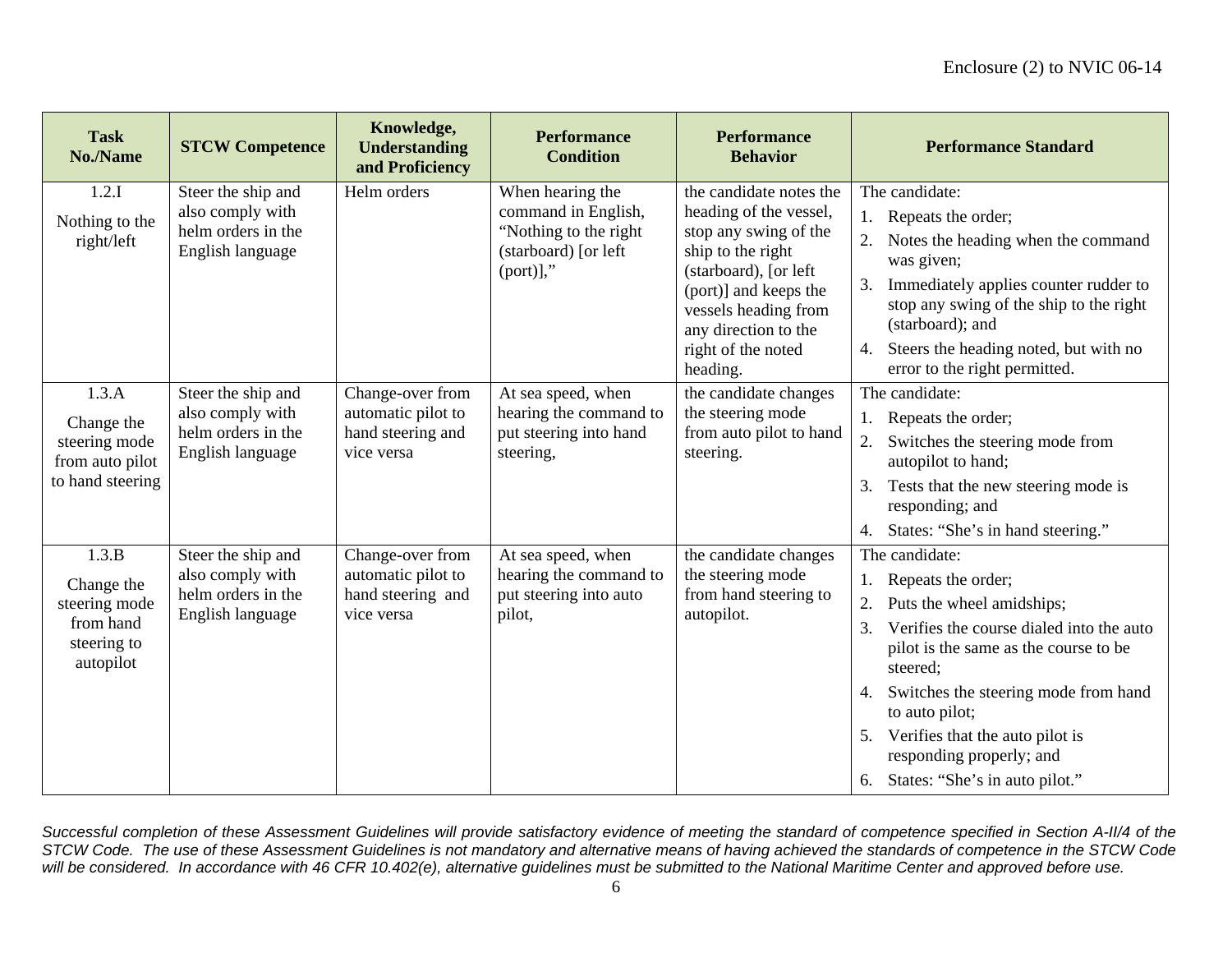| Task No./Name | STCW Competence | Knowledge, Understanding and Proficiency | Performance Condition | Performance Behavior | Performance Standard |
|---|---|---|---|---|---|
| 1.2.I<br><br>Nothing to the right/left | Steer the ship and also comply with helm orders in the English language | Helm orders | When hearing the command in English, "Nothing to the right (starboard) [or left (port)]," | the candidate notes the heading of the vessel, stop any swing of the ship to the right (starboard), [or left (port)] and keeps the vessels heading from any direction to the right of the noted heading. | The candidate:<br>1. Repeats the order;<br>2. Notes the heading when the command was given;<br>3. Immediately applies counter rudder to stop any swing of the ship to the right (starboard); and<br>4. Steers the heading noted, but with no error to the right permitted. |
| 1.3.A<br><br>Change the steering mode from auto pilot to hand steering | Steer the ship and also comply with helm orders in the English language | Change-over from automatic pilot to hand steering and vice versa | At sea speed, when hearing the command to put steering into hand steering, | the candidate changes the steering mode from auto pilot to hand steering. | The candidate:<br>1. Repeats the order;<br>2. Switches the steering mode from autopilot to hand;<br>3. Tests that the new steering mode is responding; and<br>4. States: "She's in hand steering." |
| 1.3.B<br><br>Change the steering mode from hand steering to autopilot | Steer the ship and also comply with helm orders in the English language | Change-over from automatic pilot to hand steering and vice versa | At sea speed, when hearing the command to put steering into auto pilot, | the candidate changes the steering mode from hand steering to autopilot. | The candidate:<br>1. Repeats the order;<br>2. Puts the wheel amidships;<br>3. Verifies the course dialed into the auto pilot is the same as the course to be steered;<br>4. Switches the steering mode from hand to auto pilot;<br>5. Verifies that the auto pilot is responding properly; and<br>6. States: "She's in auto pilot." |

*Successful completion of these Assessment Guidelines will provide satisfactory evidence of meeting the standard of competence specified in Section A-II/4 of the STCW Code. The use of these Assessment Guidelines is not mandatory and alternative means of having achieved the standards of competence in the STCW Code will be considered. In accordance with 46 CFR 10.402(e), alternative guidelines must be submitted to the National Maritime Center and approved before use.*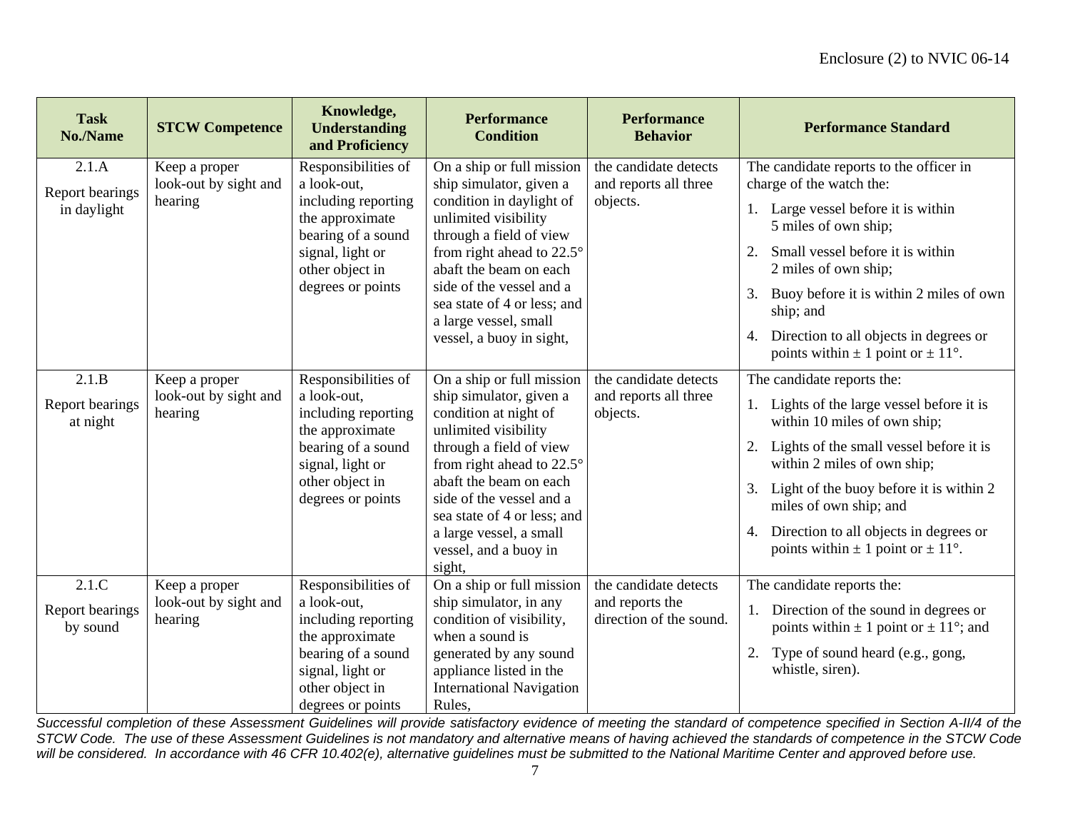| Task No./Name | STCW Competence | Knowledge, Understanding and Proficiency | Performance Condition | Performance Behavior | Performance Standard |
|---|---|---|---|---|---|
| 2.1.A<br>Report bearings in daylight | Keep a proper look-out by sight and hearing | Responsibilities of a look-out, including reporting the approximate bearing of a sound signal, light or other object in degrees or points | On a ship or full mission ship simulator, given a condition in daylight of unlimited visibility through a field of view from right ahead to 22.5° abaft the beam on each side of the vessel and a sea state of 4 or less; and a large vessel, small vessel, a buoy in sight, | the candidate detects and reports all three objects. | The candidate reports to the officer in charge of the watch the:<br>1. Large vessel before it is within 5 miles of own ship;<br>2. Small vessel before it is within 2 miles of own ship;<br>3. Buoy before it is within 2 miles of own ship; and<br>4. Direction to all objects in degrees or points within ± 1 point or ± 11°. |
| 2.1.B<br>Report bearings at night | Keep a proper look-out by sight and hearing | Responsibilities of a look-out, including reporting the approximate bearing of a sound signal, light or other object in degrees or points | On a ship or full mission ship simulator, given a condition at night of unlimited visibility through a field of view from right ahead to 22.5° abaft the beam on each side of the vessel and a sea state of 4 or less; and a large vessel, a small vessel, and a buoy in sight, | the candidate detects and reports all three objects. | The candidate reports the:<br>1. Lights of the large vessel before it is within 10 miles of own ship;<br>2. Lights of the small vessel before it is within 2 miles of own ship;<br>3. Light of the buoy before it is within 2 miles of own ship; and<br>4. Direction to all objects in degrees or points within ± 1 point or ± 11°. |
| 2.1.C<br>Report bearings by sound | Keep a proper look-out by sight and hearing | Responsibilities of a look-out, including reporting the approximate bearing of a sound signal, light or other object in degrees or points | On a ship or full mission ship simulator, in any condition of visibility, when a sound is generated by any sound appliance listed in the International Navigation Rules, | the candidate detects and reports the direction of the sound. | The candidate reports the:<br>1. Direction of the sound in degrees or points within ± 1 point or ± 11°; and<br>2. Type of sound heard (e.g., gong, whistle, siren). |

*Successful completion of these Assessment Guidelines will provide satisfactory evidence of meeting the standard of competence specified in Section A-II/4 of the STCW Code. The use of these Assessment Guidelines is not mandatory and alternative means of having achieved the standards of competence in the STCW Code will be considered. In accordance with 46 CFR 10.402(e), alternative guidelines must be submitted to the National Maritime Center and approved before use.*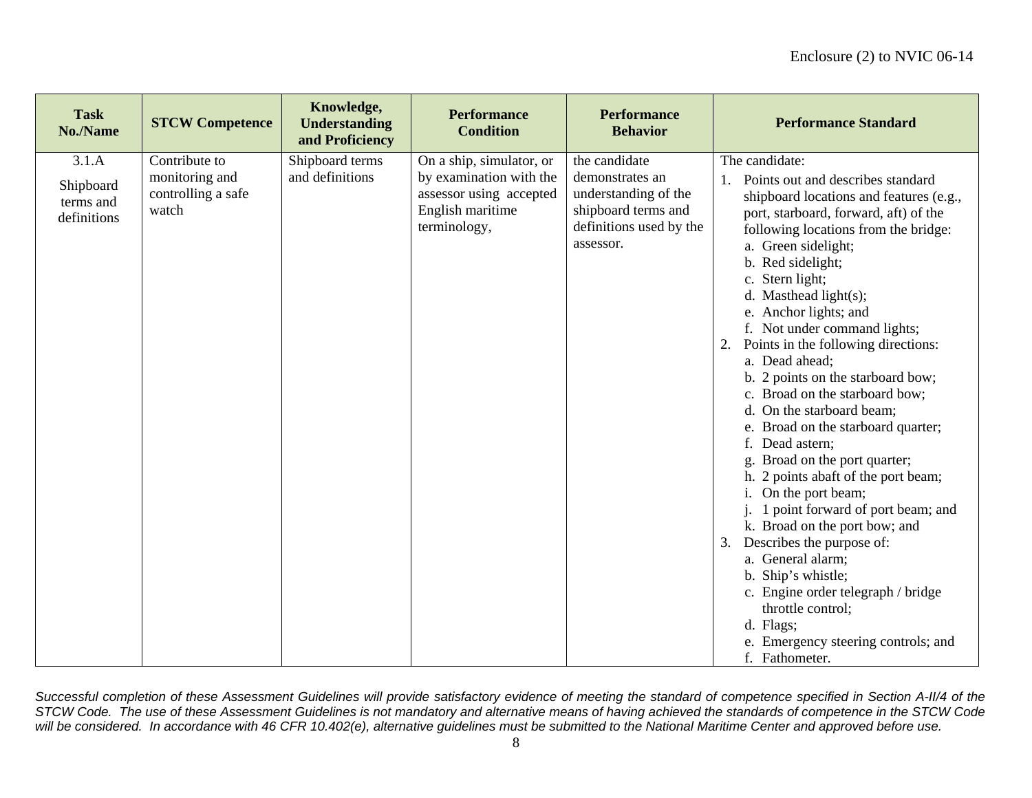| Task No./Name | STCW Competence | Knowledge, Understanding and Proficiency | Performance Condition | Performance Behavior | Performance Standard |
|---|---|---|---|---|---|
| 3.1.A<br><br>Shipboard terms and definitions | Contribute to monitoring and controlling a safe watch | Shipboard terms and definitions | On a ship, simulator, or by examination with the assessor using accepted English maritime terminology, | the candidate demonstrates an understanding of the shipboard terms and definitions used by the assessor. | The candidate:<br>1. Points out and describes standard shipboard locations and features (e.g., port, starboard, forward, aft) of the following locations from the bridge:<br>a. Green sidelight;<br>b. Red sidelight;<br>c. Stern light;<br>d. Masthead light(s);<br>e. Anchor lights; and<br>f. Not under command lights;<br>2. Points in the following directions:<br>a. Dead ahead;<br>b. 2 points on the starboard bow;<br>c. Broad on the starboard bow;<br>d. On the starboard beam;<br>e. Broad on the starboard quarter;<br>f. Dead astern;<br>g. Broad on the port quarter;<br>h. 2 points abaft of the port beam;<br>i. On the port beam;<br>j. 1 point forward of port beam; and<br>k. Broad on the port bow; and<br>3. Describes the purpose of:<br>a. General alarm;<br>b. Ship's whistle;<br>c. Engine order telegraph / bridge throttle control;<br>d. Flags;<br>e. Emergency steering controls; and<br>f. Fathometer. |

*Successful completion of these Assessment Guidelines will provide satisfactory evidence of meeting the standard of competence specified in Section A-II/4 of the STCW Code. The use of these Assessment Guidelines is not mandatory and alternative means of having achieved the standards of competence in the STCW Code will be considered. In accordance with 46 CFR 10.402(e), alternative guidelines must be submitted to the National Maritime Center and approved before use.*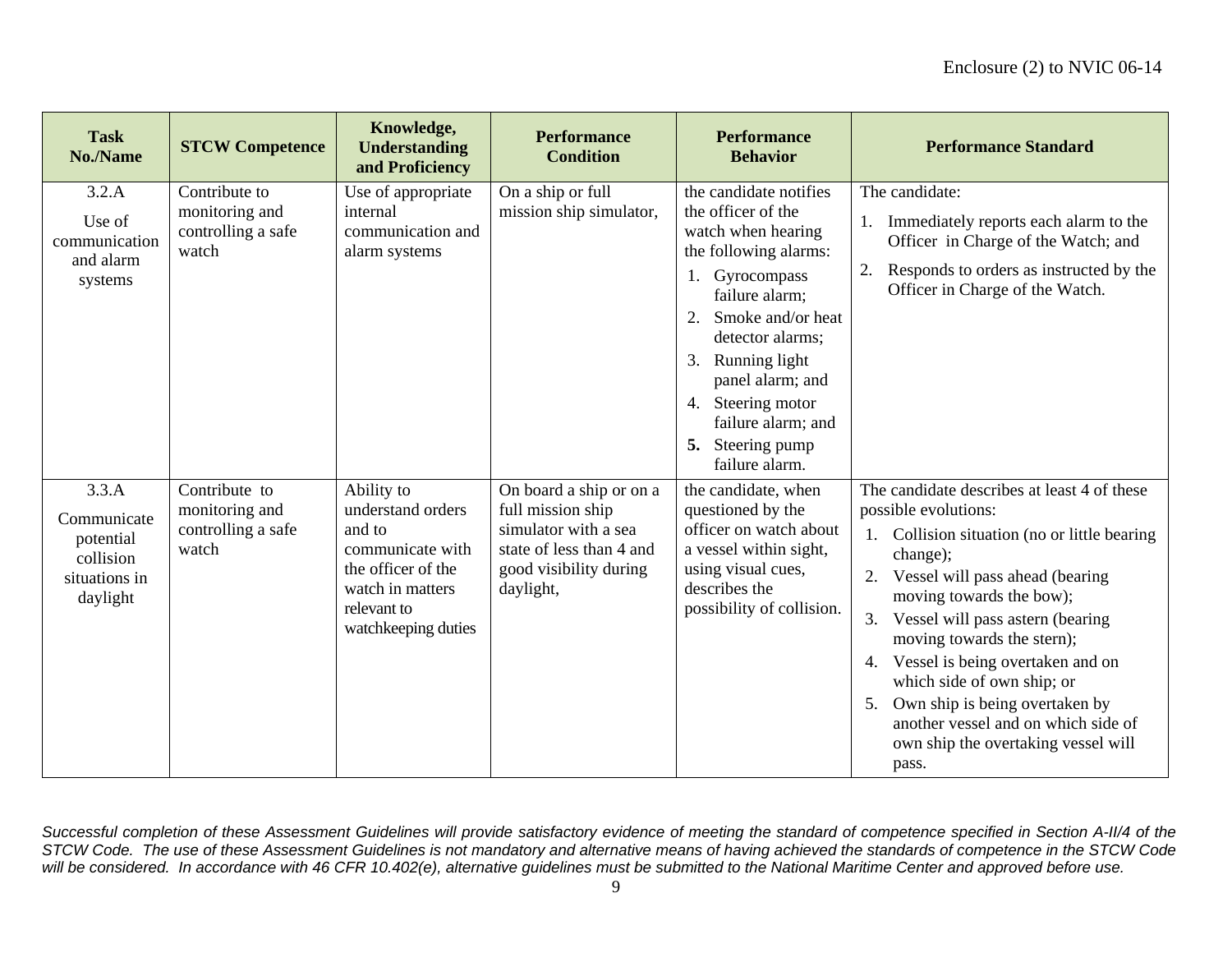| Task No./Name | STCW Competence | Knowledge, Understanding and Proficiency | Performance Condition | Performance Behavior | Performance Standard |
|---|---|---|---|---|---|
| 3.2.A<br><br>Use of communication and alarm systems | Contribute to monitoring and controlling a safe watch | Use of appropriate internal communication and alarm systems | On a ship or full mission ship simulator, | the candidate notifies the officer of the watch when hearing the following alarms:<br>1. Gyrocompass failure alarm;<br>2. Smoke and/or heat detector alarms;<br>3. Running light panel alarm; and<br>4. Steering motor failure alarm; and<br>**5.** Steering pump failure alarm. | The candidate:<br>1. Immediately reports each alarm to the Officer in Charge of the Watch; and<br>2. Responds to orders as instructed by the Officer in Charge of the Watch. |
| 3.3.A<br><br>Communicate potential collision situations in daylight | Contribute to monitoring and controlling a safe watch | Ability to understand orders and to communicate with the officer of the watch in matters relevant to watchkeeping duties | On board a ship or on a full mission ship simulator with a sea state of less than 4 and good visibility during daylight, | the candidate, when questioned by the officer on watch about a vessel within sight, using visual cues, describes the possibility of collision. | The candidate describes at least 4 of these possible evolutions:<br>1. Collision situation (no or little bearing change);<br>2. Vessel will pass ahead (bearing moving towards the bow);<br>3. Vessel will pass astern (bearing moving towards the stern);<br>4. Vessel is being overtaken and on which side of own ship; or<br>5. Own ship is being overtaken by another vessel and on which side of own ship the overtaking vessel will pass. |

*Successful completion of these Assessment Guidelines will provide satisfactory evidence of meeting the standard of competence specified in Section A-II/4 of the STCW Code. The use of these Assessment Guidelines is not mandatory and alternative means of having achieved the standards of competence in the STCW Code will be considered. In accordance with 46 CFR 10.402(e), alternative guidelines must be submitted to the National Maritime Center and approved before use.*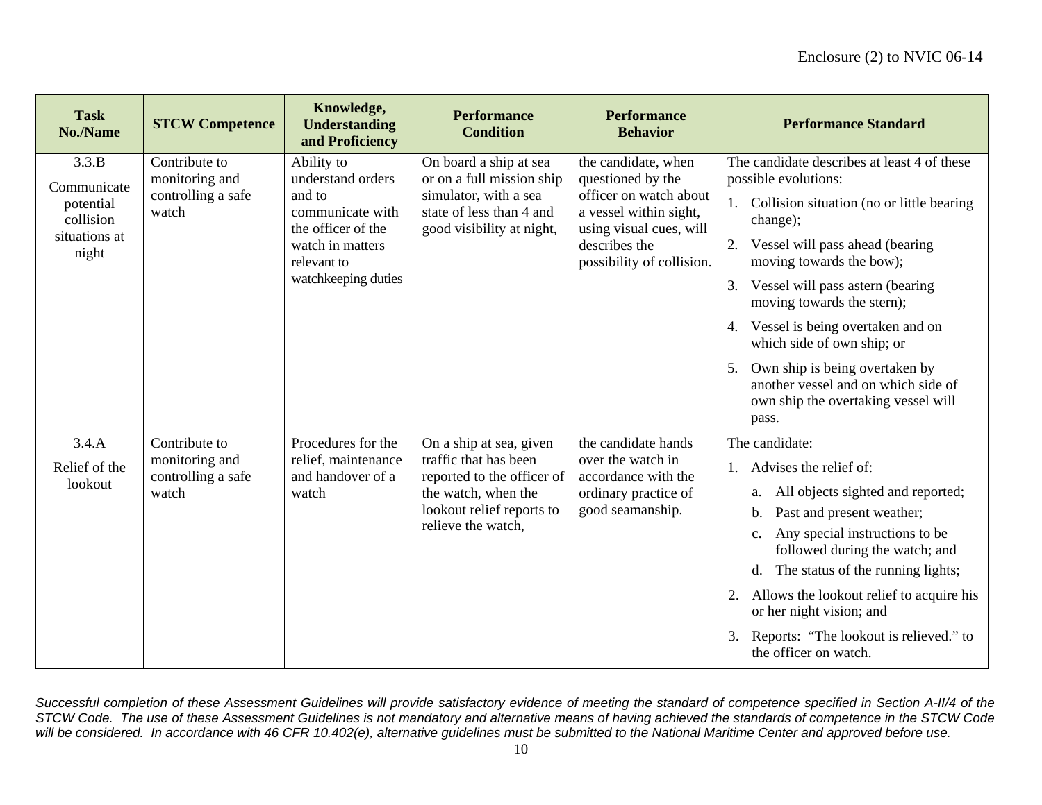| Task No./Name | STCW Competence | Knowledge, Understanding and Proficiency | Performance Condition | Performance Behavior | Performance Standard |
|---|---|---|---|---|---|
| 3.3.B<br>Communicate potential collision situations at night | Contribute to monitoring and controlling a safe watch | Ability to understand orders and to communicate with the officer of the watch in matters relevant to watchkeeping duties | On board a ship at sea or on a full mission ship simulator, with a sea state of less than 4 and good visibility at night, | the candidate, when questioned by the officer on watch about a vessel within sight, using visual cues, will describes the possibility of collision. | The candidate describes at least 4 of these possible evolutions:<br>1. Collision situation (no or little bearing change);<br>2. Vessel will pass ahead (bearing moving towards the bow);<br>3. Vessel will pass astern (bearing moving towards the stern);<br>4. Vessel is being overtaken and on which side of own ship; or<br>5. Own ship is being overtaken by another vessel and on which side of own ship the overtaking vessel will pass. |
| 3.4.A<br>Relief of the lookout | Contribute to monitoring and controlling a safe watch | Procedures for the relief, maintenance and handover of a watch | On a ship at sea, given traffic that has been reported to the officer of the watch, when the lookout relief reports to relieve the watch, | the candidate hands over the watch in accordance with the ordinary practice of good seamanship. | The candidate:<br>1. Advises the relief of:<br>a. All objects sighted and reported;<br>b. Past and present weather;<br>c. Any special instructions to be followed during the watch; and<br>d. The status of the running lights;<br>2. Allows the lookout relief to acquire his or her night vision; and<br>3. Reports: "The lookout is relieved." to the officer on watch. |

*Successful completion of these Assessment Guidelines will provide satisfactory evidence of meeting the standard of competence specified in Section A-II/4 of the STCW Code. The use of these Assessment Guidelines is not mandatory and alternative means of having achieved the standards of competence in the STCW Code will be considered. In accordance with 46 CFR 10.402(e), alternative guidelines must be submitted to the National Maritime Center and approved before use.*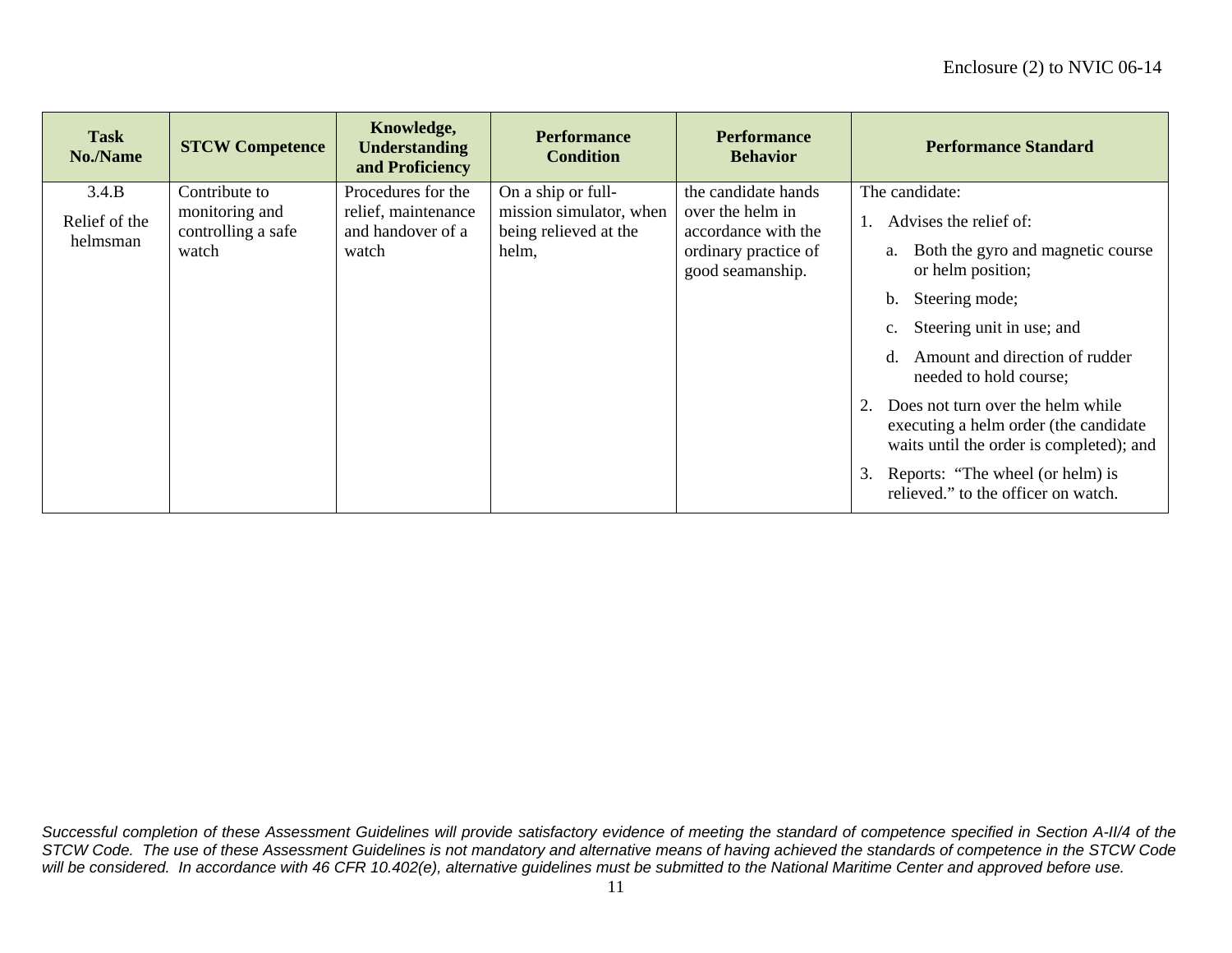| Task No./Name | STCW Competence | Knowledge, Understanding and Proficiency | Performance Condition | Performance Behavior | Performance Standard |
|---|---|---|---|---|---|
| 3.4.B<br><br>Relief of the helmsman | Contribute to monitoring and controlling a safe watch | Procedures for the relief, maintenance and handover of a watch | On a ship or full-mission simulator, when being relieved at the helm, | the candidate hands over the helm in accordance with the ordinary practice of good seamanship. | The candidate:<br>1. Advises the relief of:<br>a. Both the gyro and magnetic course or helm position;<br>b. Steering mode;<br>c. Steering unit in use; and<br>d. Amount and direction of rudder needed to hold course;<br>2. Does not turn over the helm while executing a helm order (the candidate waits until the order is completed); and<br>3. Reports: "The wheel (or helm) is relieved." to the officer on watch. |

*Successful completion of these Assessment Guidelines will provide satisfactory evidence of meeting the standard of competence specified in Section A-II/4 of the STCW Code. The use of these Assessment Guidelines is not mandatory and alternative means of having achieved the standards of competence in the STCW Code will be considered. In accordance with 46 CFR 10.402(e), alternative guidelines must be submitted to the National Maritime Center and approved before use.*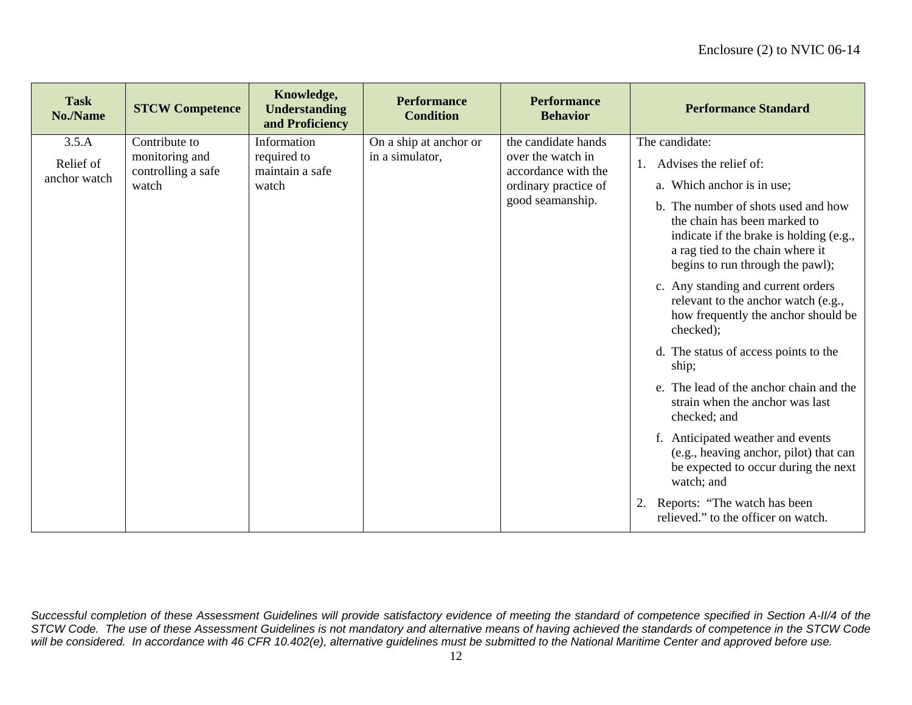| Task No./Name | STCW Competence | Knowledge, Understanding and Proficiency | Performance Condition | Performance Behavior | Performance Standard |
|---|---|---|---|---|---|
| 3.5.A<br><br>Relief of anchor watch | Contribute to monitoring and controlling a safe watch | Information required to maintain a safe watch | On a ship at anchor or in a simulator, | the candidate hands over the watch in accordance with the ordinary practice of good seamanship. | The candidate:<br><br>1. Advises the relief of:<br><br>a. Which anchor is in use;<br><br>b. The number of shots used and how the chain has been marked to indicate if the brake is holding (e.g., a rag tied to the chain where it begins to run through the pawl);<br><br>c. Any standing and current orders relevant to the anchor watch (e.g., how frequently the anchor should be checked);<br><br>d. The status of access points to the ship;<br><br>e. The lead of the anchor chain and the strain when the anchor was last checked; and<br><br>f. Anticipated weather and events (e.g., heaving anchor, pilot) that can be expected to occur during the next watch; and<br><br>2. Reports: "The watch has been relieved." to the officer on watch. |

*Successful completion of these Assessment Guidelines will provide satisfactory evidence of meeting the standard of competence specified in Section A-II/4 of the STCW Code. The use of these Assessment Guidelines is not mandatory and alternative means of having achieved the standards of competence in the STCW Code will be considered. In accordance with 46 CFR 10.402(e), alternative guidelines must be submitted to the National Maritime Center and approved before use.*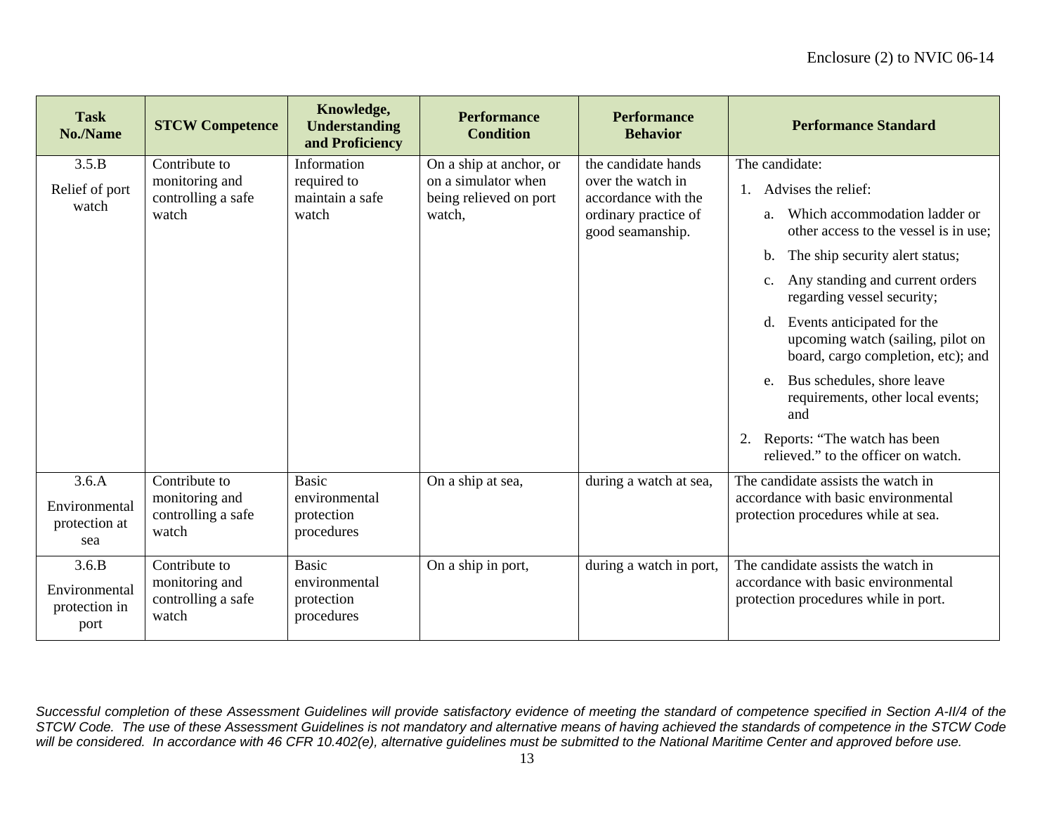| Task No./Name | STCW Competence | Knowledge, Understanding and Proficiency | Performance Condition | Performance Behavior | Performance Standard |
|---|---|---|---|---|---|
| 3.5.B<br>Relief of port watch | Contribute to monitoring and controlling a safe watch | Information required to maintain a safe watch | On a ship at anchor, or on a simulator when being relieved on port watch, | the candidate hands over the watch in accordance with the ordinary practice of good seamanship. | The candidate:<br>1. Advises the relief:<br>a. Which accommodation ladder or other access to the vessel is in use;<br>b. The ship security alert status;<br>c. Any standing and current orders regarding vessel security;<br>d. Events anticipated for the upcoming watch (sailing, pilot on board, cargo completion, etc); and<br>e. Bus schedules, shore leave requirements, other local events; and<br>2. Reports: "The watch has been relieved." to the officer on watch. |
| 3.6.A<br>Environmental protection at sea | Contribute to monitoring and controlling a safe watch | Basic environmental protection procedures | On a ship at sea, | during a watch at sea, | The candidate assists the watch in accordance with basic environmental protection procedures while at sea. |
| 3.6.B<br>Environmental protection in port | Contribute to monitoring and controlling a safe watch | Basic environmental protection procedures | On a ship in port, | during a watch in port, | The candidate assists the watch in accordance with basic environmental protection procedures while in port. |

*Successful completion of these Assessment Guidelines will provide satisfactory evidence of meeting the standard of competence specified in Section A-II/4 of the STCW Code. The use of these Assessment Guidelines is not mandatory and alternative means of having achieved the standards of competence in the STCW Code will be considered. In accordance with 46 CFR 10.402(e), alternative guidelines must be submitted to the National Maritime Center and approved before use.*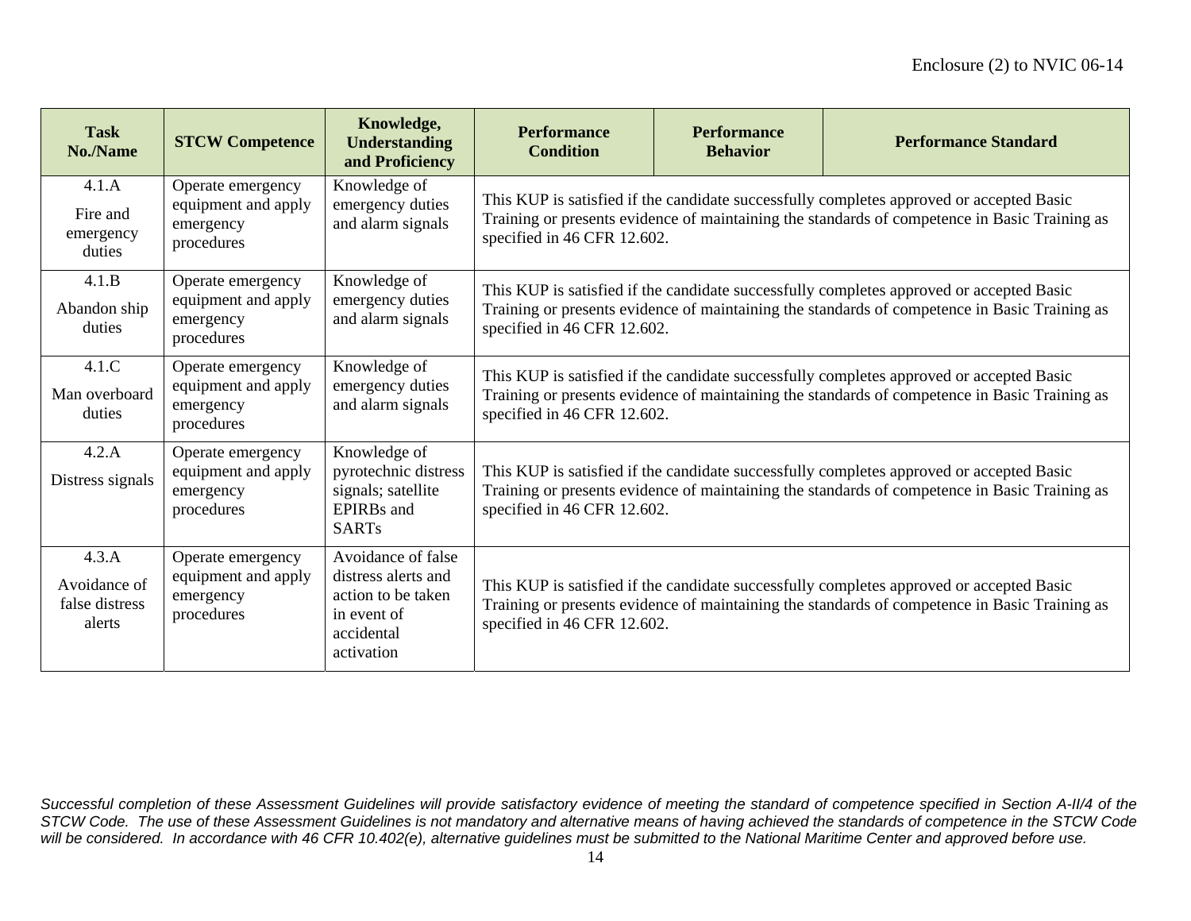| Task No./Name | STCW Competence | Knowledge, Understanding and Proficiency | Performance Condition | Performance Behavior | Performance Standard |
|---|---|---|---|---|---|
| 4.1.A Fire and emergency duties | Operate emergency equipment and apply emergency procedures | Knowledge of emergency duties and alarm signals | This KUP is satisfied if the candidate successfully completes approved or accepted Basic Training or presents evidence of maintaining the standards of competence in Basic Training as specified in 46 CFR 12.602. | | |
| 4.1.B Abandon ship duties | Operate emergency equipment and apply emergency procedures | Knowledge of emergency duties and alarm signals | This KUP is satisfied if the candidate successfully completes approved or accepted Basic Training or presents evidence of maintaining the standards of competence in Basic Training as specified in 46 CFR 12.602. | | |
| 4.1.C Man overboard duties | Operate emergency equipment and apply emergency procedures | Knowledge of emergency duties and alarm signals | This KUP is satisfied if the candidate successfully completes approved or accepted Basic Training or presents evidence of maintaining the standards of competence in Basic Training as specified in 46 CFR 12.602. | | |
| 4.2.A Distress signals | Operate emergency equipment and apply emergency procedures | Knowledge of pyrotechnic distress signals; satellite EPIRBs and SARTs | This KUP is satisfied if the candidate successfully completes approved or accepted Basic Training or presents evidence of maintaining the standards of competence in Basic Training as specified in 46 CFR 12.602. | | |
| 4.3.A Avoidance of false distress alerts | Operate emergency equipment and apply emergency procedures | Avoidance of false distress alerts and action to be taken in event of accidental activation | This KUP is satisfied if the candidate successfully completes approved or accepted Basic Training or presents evidence of maintaining the standards of competence in Basic Training as specified in 46 CFR 12.602. | | |

*Successful completion of these Assessment Guidelines will provide satisfactory evidence of meeting the standard of competence specified in Section A-II/4 of the STCW Code. The use of these Assessment Guidelines is not mandatory and alternative means of having achieved the standards of competence in the STCW Code will be considered. In accordance with 46 CFR 10.402(e), alternative guidelines must be submitted to the National Maritime Center and approved before use.*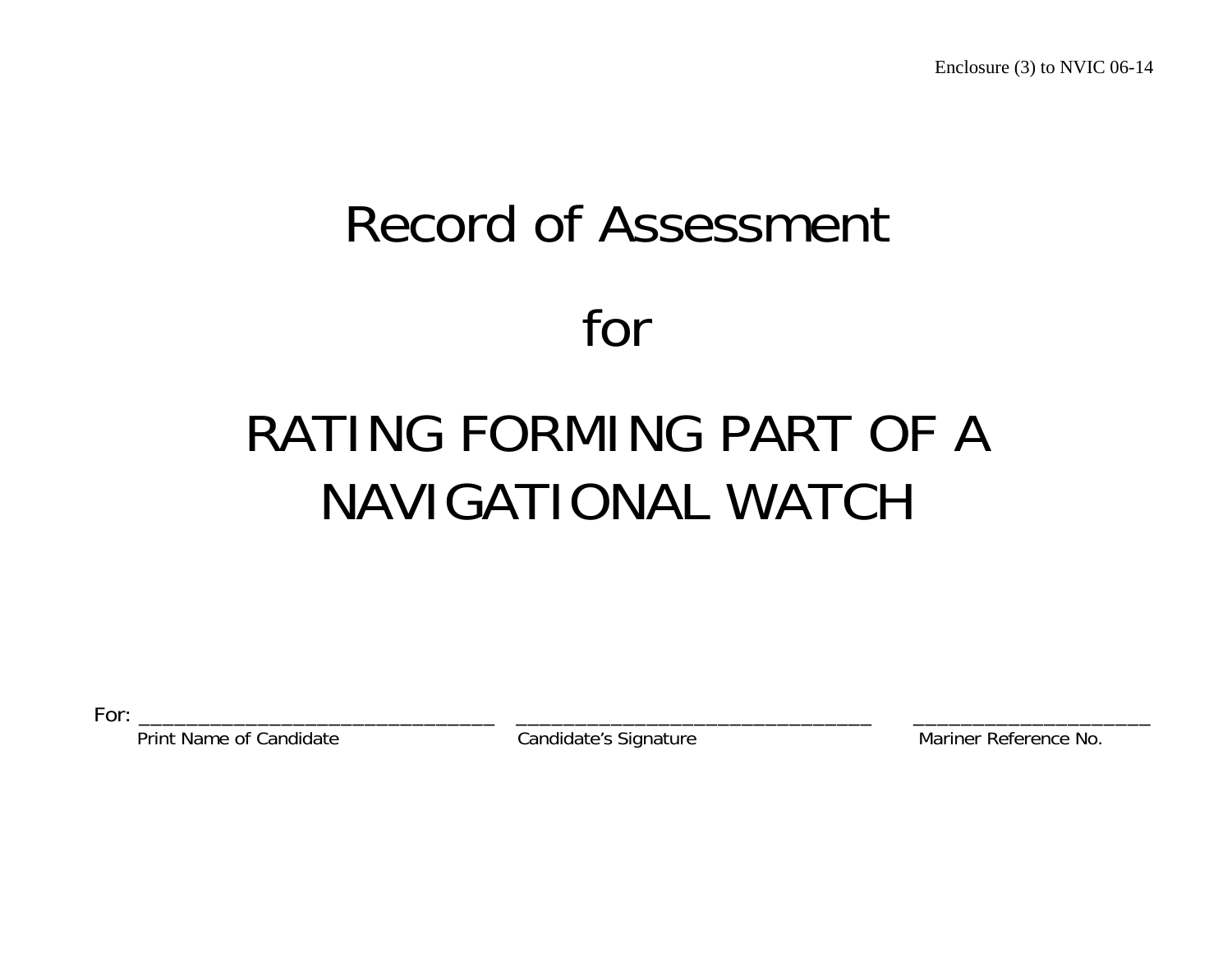Enclosure (3) to NVIC 06-14

# Record of Assessment

# for

# RATING FORMING PART OF A NAVIGATIONAL WATCH

For: ______________________________ ______________________________ ____________________

Print Name of Candidate Candidate's Signature Mariner Reference No.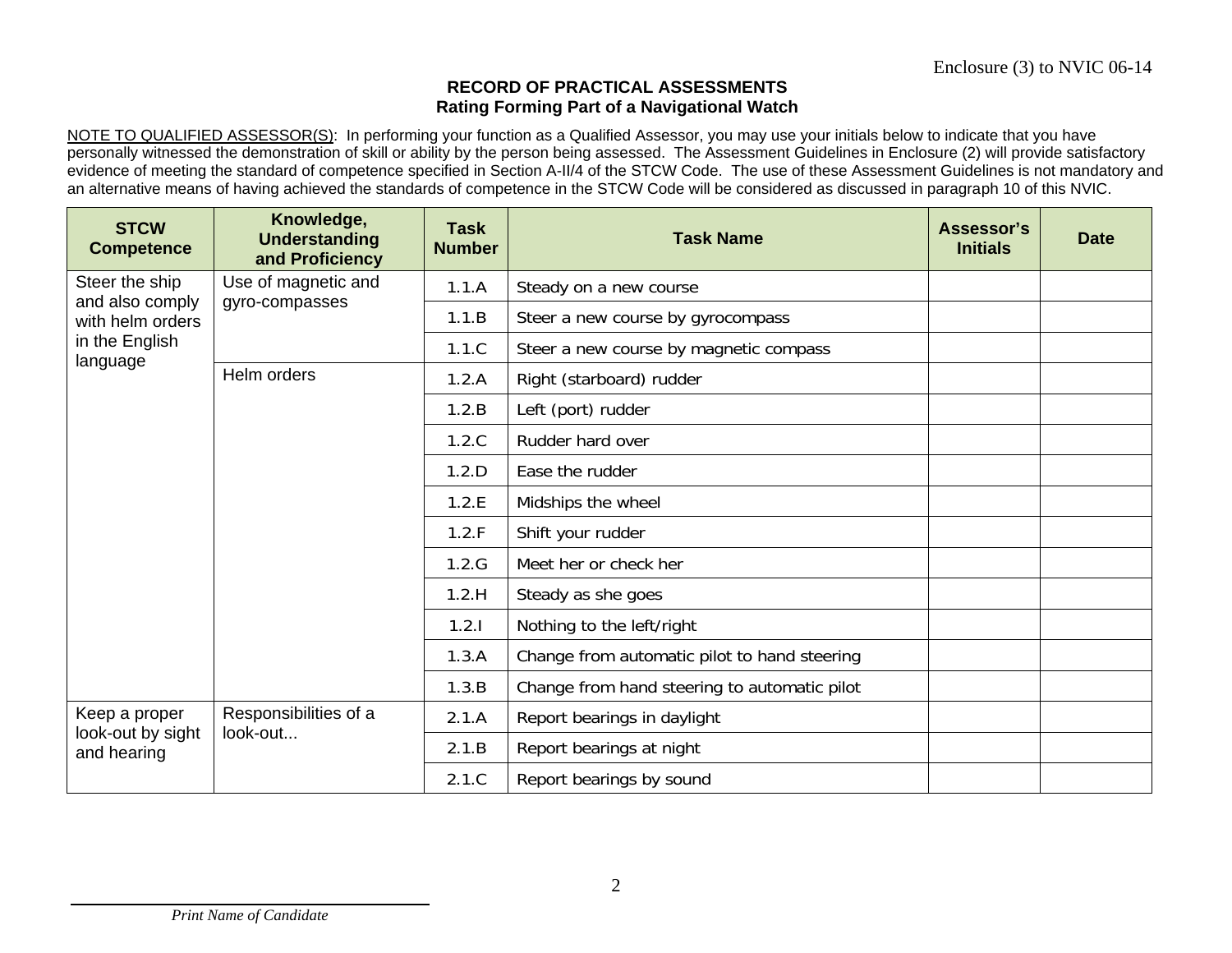Enclosure (3) to NVIC 06-14

## RECORD OF PRACTICAL ASSESSMENTS
## Rating Forming Part of a Navigational Watch

NOTE TO QUALIFIED ASSESSOR(S): In performing your function as a Qualified Assessor, you may use your initials below to indicate that you have personally witnessed the demonstration of skill or ability by the person being assessed. The Assessment Guidelines in Enclosure (2) will provide satisfactory evidence of meeting the standard of competence specified in Section A-II/4 of the STCW Code. The use of these Assessment Guidelines is not mandatory and an alternative means of having achieved the standards of competence in the STCW Code will be considered as discussed in paragraph 10 of this NVIC.

| STCW Competence | Knowledge, Understanding and Proficiency | Task Number | Task Name | Assessor's Initials | Date |
|---|---|---|---|---|---|
| Steer the ship and also comply with helm orders in the English language | Use of magnetic and gyro-compasses | 1.1.A | Steady on a new course | | |
| | | 1.1.B | Steer a new course by gyrocompass | | |
| | | 1.1.C | Steer a new course by magnetic compass | | |
| | Helm orders | 1.2.A | Right (starboard) rudder | | |
| | | 1.2.B | Left (port) rudder | | |
| | | 1.2.C | Rudder hard over | | |
| | | 1.2.D | Ease the rudder | | |
| | | 1.2.E | Midships the wheel | | |
| | | 1.2.F | Shift your rudder | | |
| | | 1.2.G | Meet her or check her | | |
| | | 1.2.H | Steady as she goes | | |
| | | 1.2.I | Nothing to the left/right | | |
| | | 1.3.A | Change from automatic pilot to hand steering | | |
| | | 1.3.B | Change from hand steering to automatic pilot | | |
| Keep a proper look-out by sight and hearing | Responsibilities of a look-out... | 2.1.A | Report bearings in daylight | | |
| | | 2.1.B | Report bearings at night | | |
| | | 2.1.C | Report bearings by sound | | |

_______________________________
*Print Name of Candidate*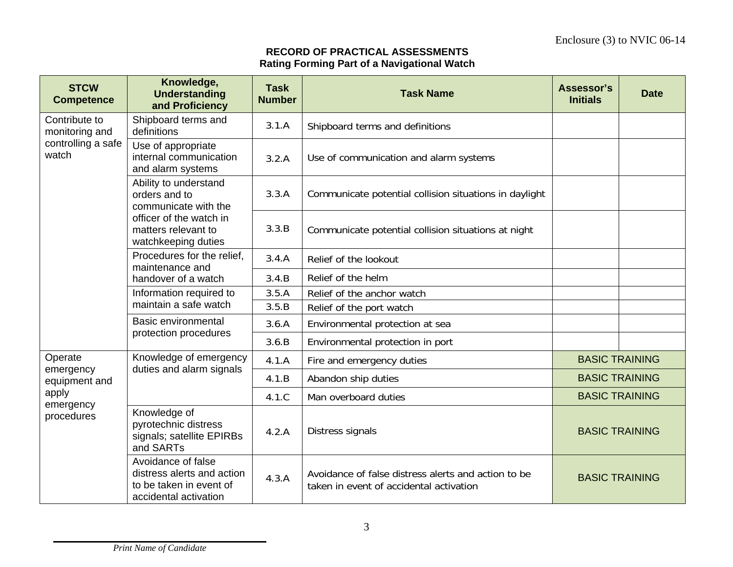Enclosure (3) to NVIC 06-14

**RECORD OF PRACTICAL ASSESSMENTS**
**Rating Forming Part of a Navigational Watch**

| STCW Competence | Knowledge, Understanding and Proficiency | Task Number | Task Name | Assessor's Initials | Date |
|---|---|---|---|---|---|
| Contribute to monitoring and controlling a safe watch | Shipboard terms and definitions | 3.1.A | Shipboard terms and definitions | | |
| | Use of appropriate internal communication and alarm systems | 3.2.A | Use of communication and alarm systems | | |
| | Ability to understand orders and to communicate with the officer of the watch in matters relevant to watchkeeping duties | 3.3.A | Communicate potential collision situations in daylight | | |
| | | 3.3.B | Communicate potential collision situations at night | | |
| | Procedures for the relief, maintenance and handover of a watch | 3.4.A | Relief of the lookout | | |
| | | 3.4.B | Relief of the helm | | |
| | Information required to maintain a safe watch | 3.5.A | Relief of the anchor watch | | |
| | | 3.5.B | Relief of the port watch | | |
| | Basic environmental protection procedures | 3.6.A | Environmental protection at sea | | |
| | | 3.6.B | Environmental protection in port | | |
| Operate emergency equipment and apply emergency procedures | Knowledge of emergency duties and alarm signals | 4.1.A | Fire and emergency duties | BASIC TRAINING | |
| | | 4.1.B | Abandon ship duties | BASIC TRAINING | |
| | | 4.1.C | Man overboard duties | BASIC TRAINING | |
| | Knowledge of pyrotechnic distress signals; satellite EPIRBs and SARTs | 4.2.A | Distress signals | BASIC TRAINING | |
| | Avoidance of false distress alerts and action to be taken in event of accidental activation | 4.3.A | Avoidance of false distress alerts and action to be taken in event of accidental activation | BASIC TRAINING | |

_____________________________
*Print Name of Candidate*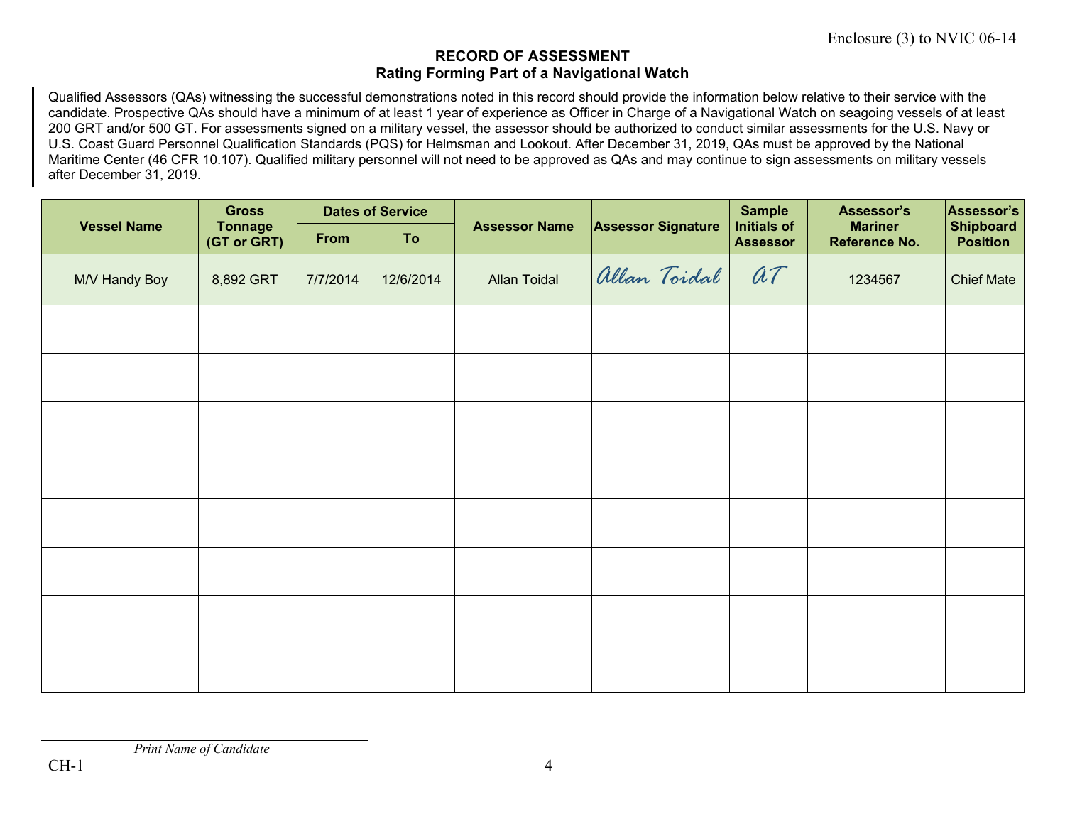Enclosure (3) to NVIC 06-14

**RECORD OF ASSESSMENT**
**Rating Forming Part of a Navigational Watch**

Qualified Assessors (QAs) witnessing the successful demonstrations noted in this record should provide the information below relative to their service with the candidate. Prospective QAs should have a minimum of at least 1 year of experience as Officer in Charge of a Navigational Watch on seagoing vessels of at least 200 GRT and/or 500 GT. For assessments signed on a military vessel, the assessor should be authorized to conduct similar assessments for the U.S. Navy or U.S. Coast Guard Personnel Qualification Standards (PQS) for Helmsman and Lookout. After December 31, 2019, QAs must be approved by the National Maritime Center (46 CFR 10.107). Qualified military personnel will not need to be approved as QAs and may continue to sign assessments on military vessels after December 31, 2019.

| Vessel Name | Gross Tonnage (GT or GRT) | Dates of Service | | Assessor Name | Assessor Signature | Sample Initials of Assessor | Assessor's Mariner Reference No. | Assessor's Shipboard Position |
|---|---|---|---|---|---|---|---|---|
| | | From | To | | | | | |
| M/V Handy Boy | 8,892 GRT | 7/7/2014 | 12/6/2014 | Allan Toidal | Allan Toidal | AT | 1234567 | Chief Mate |
| | | | | | | | | |
| | | | | | | | | |
| | | | | | | | | |
| | | | | | | | | |
| | | | | | | | | |
| | | | | | | | | |
| | | | | | | | | |
| | | | | | | | | |

_______________________________
*Print Name of Candidate*

CH-1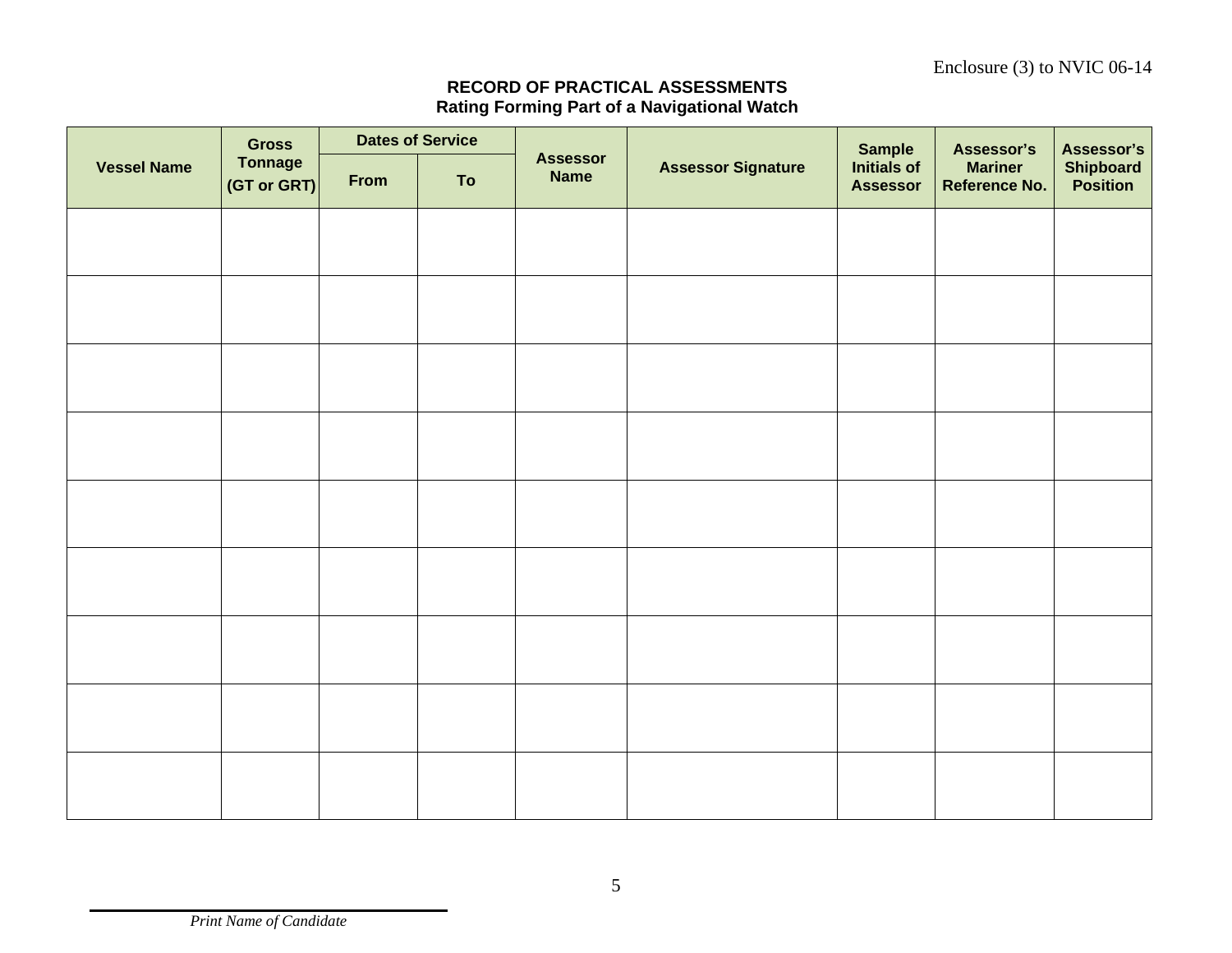Enclosure (3) to NVIC 06-14

**RECORD OF PRACTICAL ASSESSMENTS**
**Rating Forming Part of a Navigational Watch**

| Vessel Name | Gross Tonnage (GT or GRT) | Dates of Service | | Assessor Name | Assessor Signature | Sample Initials of Assessor | Assessor's Mariner Reference No. | Assessor's Shipboard Position |
|---|---|---|---|---|---|---|---|---|
| | | From | To | | | | | |
| | | | | | | | | |
| | | | | | | | | |
| | | | | | | | | |
| | | | | | | | | |
| | | | | | | | | |
| | | | | | | | | |
| | | | | | | | | |
| | | | | | | | | |
| | | | | | | | | |

_______________________________
*Print Name of Candidate*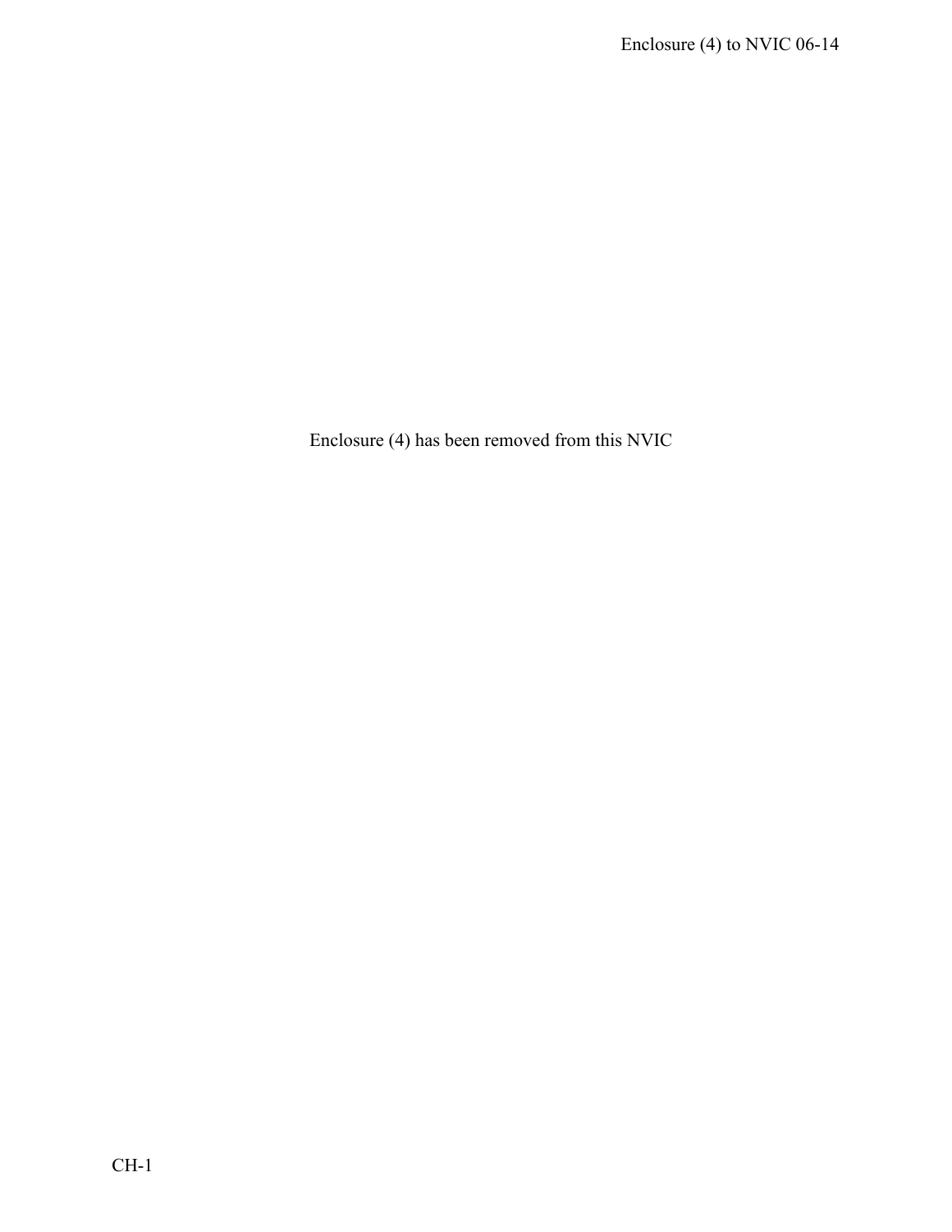Enclosure (4) has been removed from this NVIC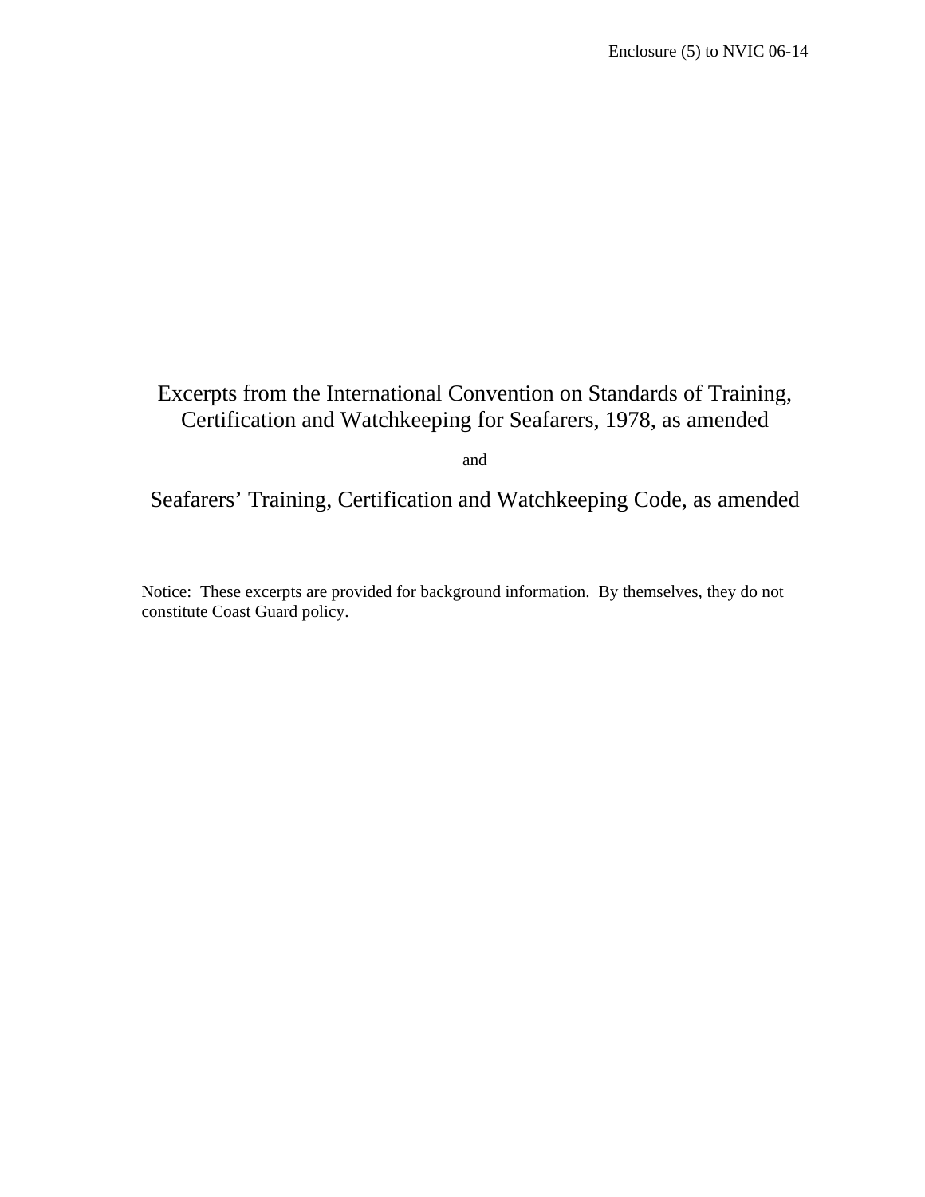Enclosure (5) to NVIC 06-14

# Excerpts from the International Convention on Standards of Training, Certification and Watchkeeping for Seafarers, 1978, as amended

and

# Seafarers' Training, Certification and Watchkeeping Code, as amended

Notice: These excerpts are provided for background information. By themselves, they do not constitute Coast Guard policy.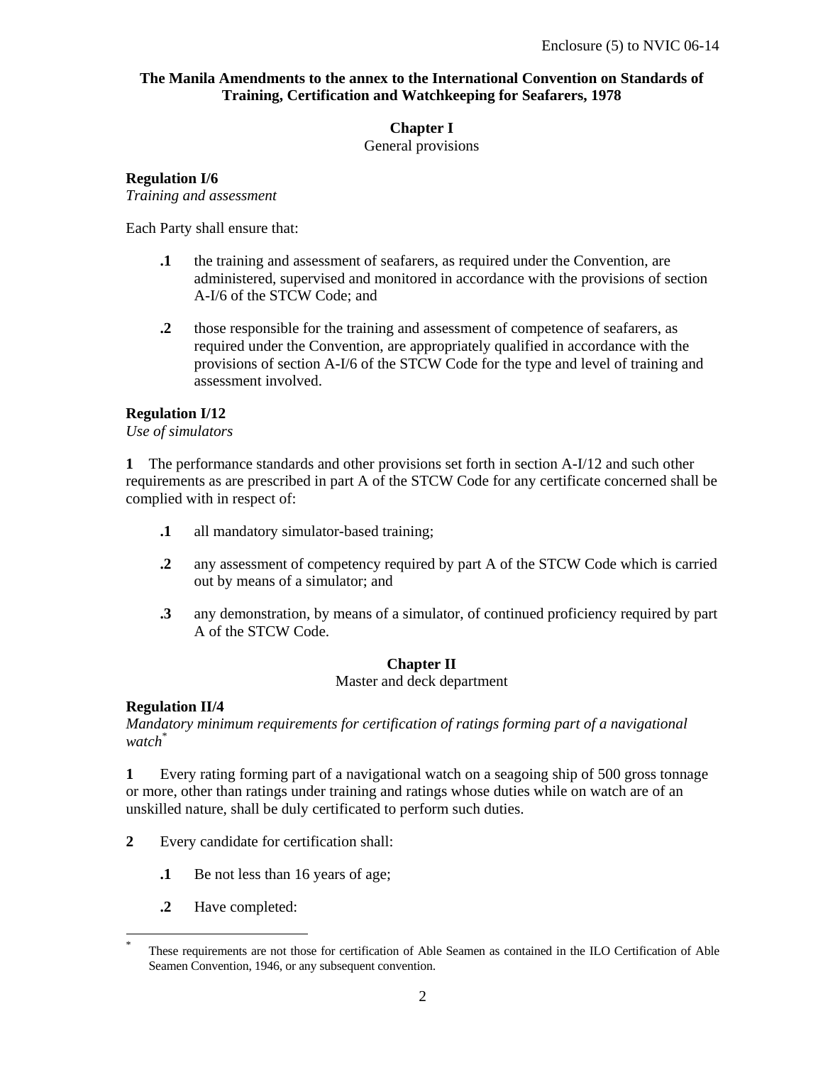**The Manila Amendments to the annex to the International Convention on Standards of Training, Certification and Watchkeeping for Seafarers, 1978**

## Chapter I

General provisions

### Regulation I/6

*Training and assessment*

Each Party shall ensure that:

**.1** the training and assessment of seafarers, as required under the Convention, are administered, supervised and monitored in accordance with the provisions of section A-I/6 of the STCW Code; and

**.2** those responsible for the training and assessment of competence of seafarers, as required under the Convention, are appropriately qualified in accordance with the provisions of section A-I/6 of the STCW Code for the type and level of training and assessment involved.

### Regulation I/12

*Use of simulators*

**1** The performance standards and other provisions set forth in section A-I/12 and such other requirements as are prescribed in part A of the STCW Code for any certificate concerned shall be complied with in respect of:

**.1** all mandatory simulator-based training;

**.2** any assessment of competency required by part A of the STCW Code which is carried out by means of a simulator; and

**.3** any demonstration, by means of a simulator, of continued proficiency required by part A of the STCW Code.

## Chapter II

Master and deck department

### Regulation II/4

*Mandatory minimum requirements for certification of ratings forming part of a navigational watch*[*]

**1** Every rating forming part of a navigational watch on a seagoing ship of 500 gross tonnage or more, other than ratings under training and ratings whose duties while on watch are of an unskilled nature, shall be duly certificated to perform such duties.

**2** Every candidate for certification shall:

**.1** Be not less than 16 years of age;

**.2** Have completed:

---

[*] These requirements are not those for certification of Able Seamen as contained in the ILO Certification of Able Seamen Convention, 1946, or any subsequent convention.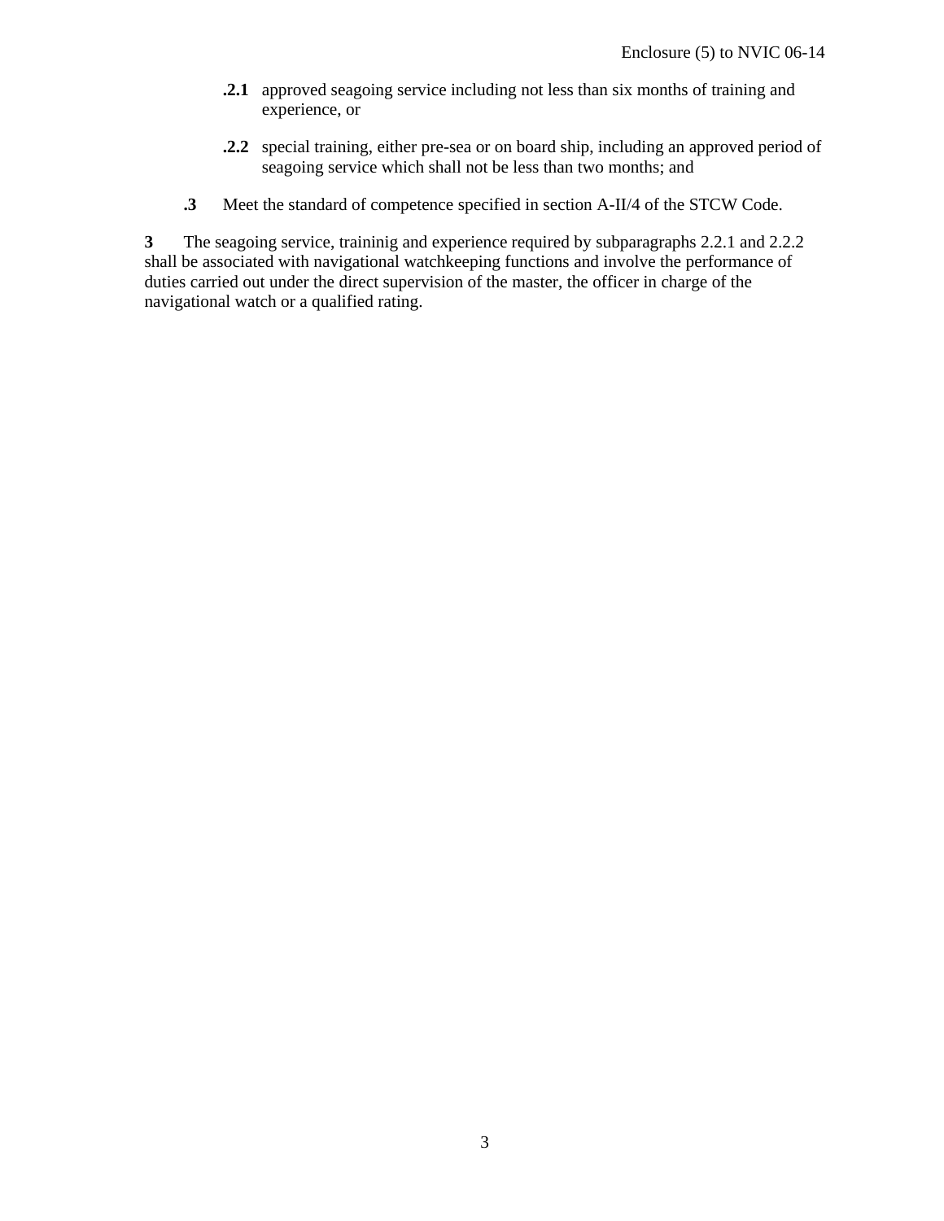**.2.1** approved seagoing service including not less than six months of training and experience, or

**.2.2** special training, either pre-sea or on board ship, including an approved period of seagoing service which shall not be less than two months; and

**.3** Meet the standard of competence specified in section A-II/4 of the STCW Code.

**3** The seagoing service, traininig and experience required by subparagraphs 2.2.1 and 2.2.2 shall be associated with navigational watchkeeping functions and involve the performance of duties carried out under the direct supervision of the master, the officer in charge of the navigational watch or a qualified rating.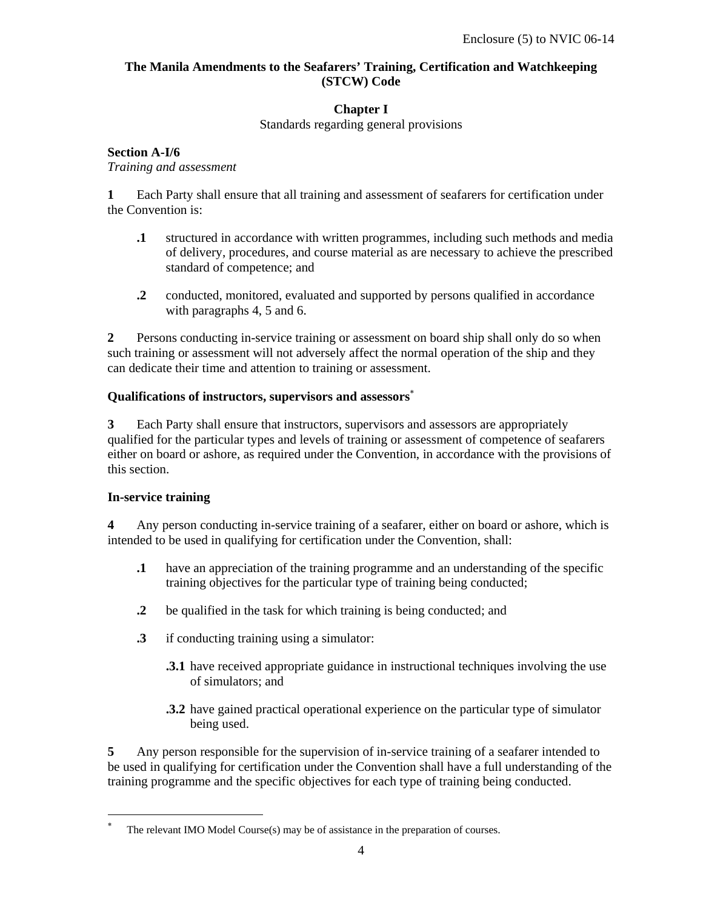**The Manila Amendments to the Seafarers' Training, Certification and Watchkeeping (STCW) Code**

## Chapter I

Standards regarding general provisions

### Section A-I/6

*Training and assessment*

**1** Each Party shall ensure that all training and assessment of seafarers for certification under the Convention is:

- **.1** structured in accordance with written programmes, including such methods and media of delivery, procedures, and course material as are necessary to achieve the prescribed standard of competence; and
- **.2** conducted, monitored, evaluated and supported by persons qualified in accordance with paragraphs 4, 5 and 6.

**2** Persons conducting in-service training or assessment on board ship shall only do so when such training or assessment will not adversely affect the normal operation of the ship and they can dedicate their time and attention to training or assessment.

**Qualifications of instructors, supervisors and assessors***

**3** Each Party shall ensure that instructors, supervisors and assessors are appropriately qualified for the particular types and levels of training or assessment of competence of seafarers either on board or ashore, as required under the Convention, in accordance with the provisions of this section.

**In-service training**

**4** Any person conducting in-service training of a seafarer, either on board or ashore, which is intended to be used in qualifying for certification under the Convention, shall:

- **.1** have an appreciation of the training programme and an understanding of the specific training objectives for the particular type of training being conducted;
- **.2** be qualified in the task for which training is being conducted; and
- **.3** if conducting training using a simulator:
  - **.3.1** have received appropriate guidance in instructional techniques involving the use of simulators; and
  - **.3.2** have gained practical operational experience on the particular type of simulator being used.

**5** Any person responsible for the supervision of in-service training of a seafarer intended to be used in qualifying for certification under the Convention shall have a full understanding of the training programme and the specific objectives for each type of training being conducted.

---

* The relevant IMO Model Course(s) may be of assistance in the preparation of courses.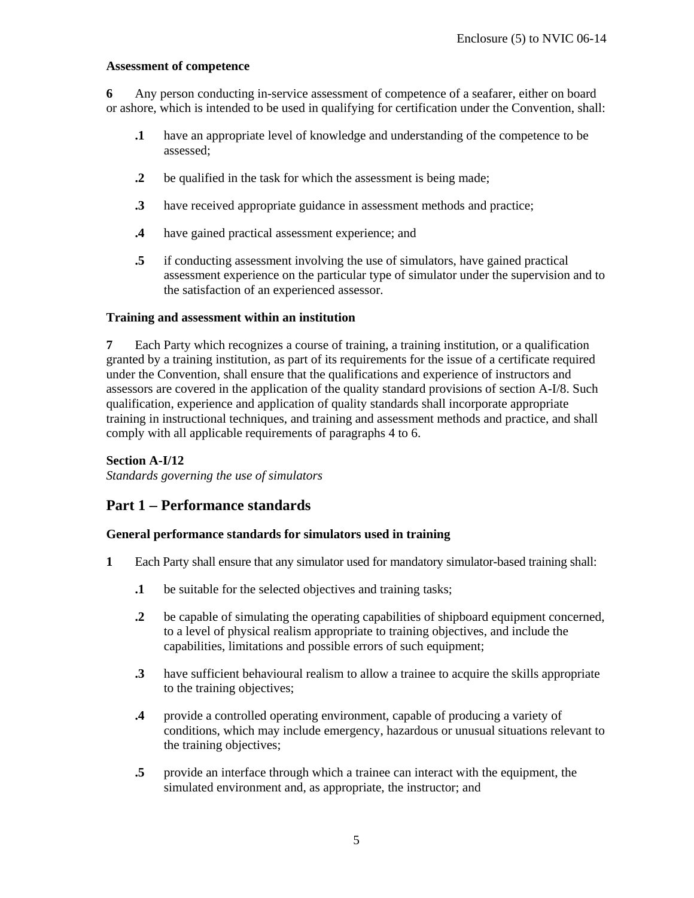**Assessment of competence**

**6** Any person conducting in-service assessment of competence of a seafarer, either on board or ashore, which is intended to be used in qualifying for certification under the Convention, shall:

**.1** have an appropriate level of knowledge and understanding of the competence to be assessed;

**.2** be qualified in the task for which the assessment is being made;

**.3** have received appropriate guidance in assessment methods and practice;

**.4** have gained practical assessment experience; and

**.5** if conducting assessment involving the use of simulators, have gained practical assessment experience on the particular type of simulator under the supervision and to the satisfaction of an experienced assessor.

**Training and assessment within an institution**

**7** Each Party which recognizes a course of training, a training institution, or a qualification granted by a training institution, as part of its requirements for the issue of a certificate required under the Convention, shall ensure that the qualifications and experience of instructors and assessors are covered in the application of the quality standard provisions of section A-I/8. Such qualification, experience and application of quality standards shall incorporate appropriate training in instructional techniques, and training and assessment methods and practice, and shall comply with all applicable requirements of paragraphs 4 to 6.

**Section A-I/12**
*Standards governing the use of simulators*

## Part 1 – Performance standards

**General performance standards for simulators used in training**

**1** Each Party shall ensure that any simulator used for mandatory simulator-based training shall:

**.1** be suitable for the selected objectives and training tasks;

**.2** be capable of simulating the operating capabilities of shipboard equipment concerned, to a level of physical realism appropriate to training objectives, and include the capabilities, limitations and possible errors of such equipment;

**.3** have sufficient behavioural realism to allow a trainee to acquire the skills appropriate to the training objectives;

**.4** provide a controlled operating environment, capable of producing a variety of conditions, which may include emergency, hazardous or unusual situations relevant to the training objectives;

**.5** provide an interface through which a trainee can interact with the equipment, the simulated environment and, as appropriate, the instructor; and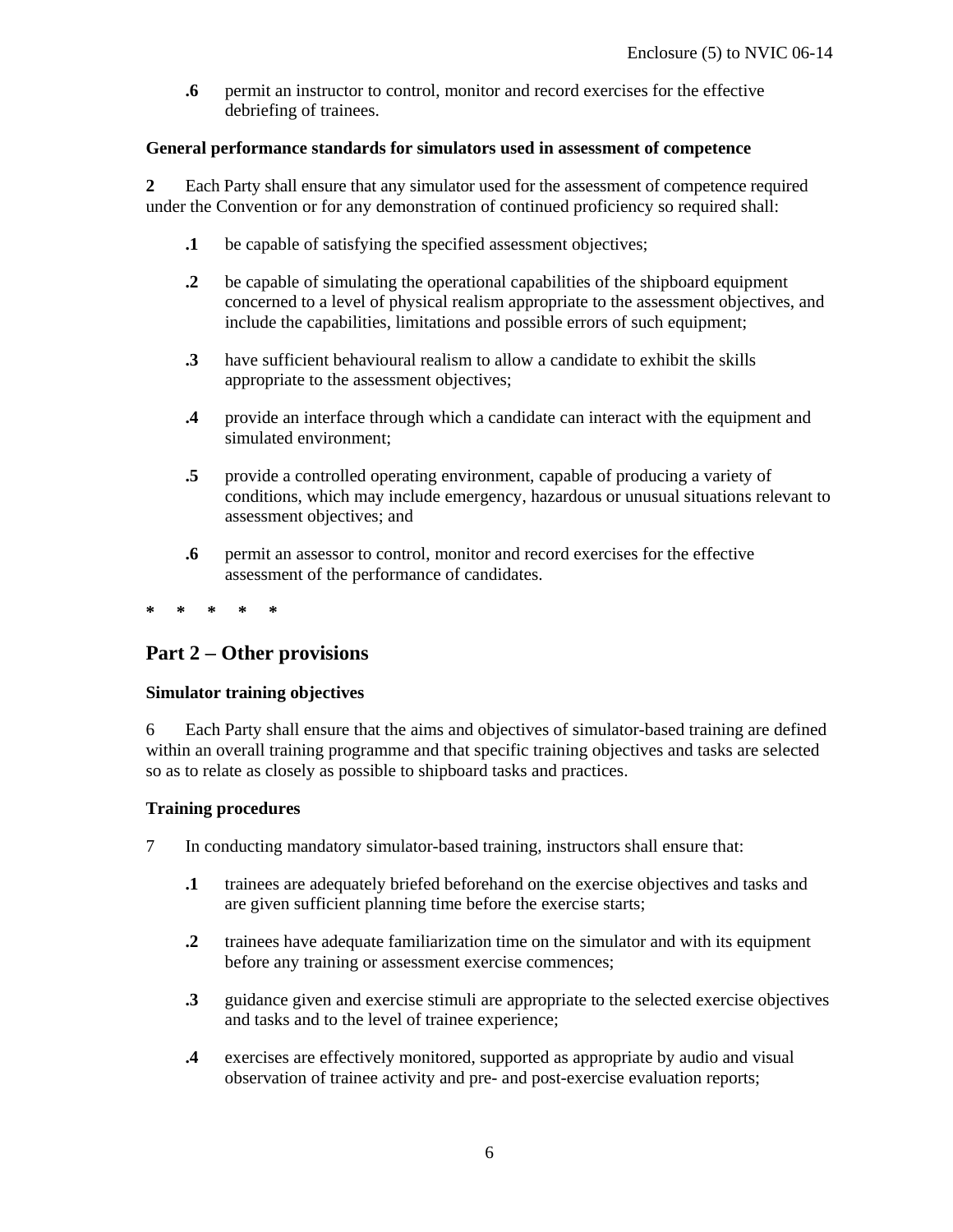**.6** permit an instructor to control, monitor and record exercises for the effective debriefing of trainees.

**General performance standards for simulators used in assessment of competence**

**2** Each Party shall ensure that any simulator used for the assessment of competence required under the Convention or for any demonstration of continued proficiency so required shall:

**.1** be capable of satisfying the specified assessment objectives;

**.2** be capable of simulating the operational capabilities of the shipboard equipment concerned to a level of physical realism appropriate to the assessment objectives, and include the capabilities, limitations and possible errors of such equipment;

**.3** have sufficient behavioural realism to allow a candidate to exhibit the skills appropriate to the assessment objectives;

**.4** provide an interface through which a candidate can interact with the equipment and simulated environment;

**.5** provide a controlled operating environment, capable of producing a variety of conditions, which may include emergency, hazardous or unusual situations relevant to assessment objectives; and

**.6** permit an assessor to control, monitor and record exercises for the effective assessment of the performance of candidates.

**\* \* \* \* \***

## Part 2 – Other provisions

**Simulator training objectives**

6 Each Party shall ensure that the aims and objectives of simulator-based training are defined within an overall training programme and that specific training objectives and tasks are selected so as to relate as closely as possible to shipboard tasks and practices.

**Training procedures**

7 In conducting mandatory simulator-based training, instructors shall ensure that:

**.1** trainees are adequately briefed beforehand on the exercise objectives and tasks and are given sufficient planning time before the exercise starts;

**.2** trainees have adequate familiarization time on the simulator and with its equipment before any training or assessment exercise commences;

**.3** guidance given and exercise stimuli are appropriate to the selected exercise objectives and tasks and to the level of trainee experience;

**.4** exercises are effectively monitored, supported as appropriate by audio and visual observation of trainee activity and pre- and post-exercise evaluation reports;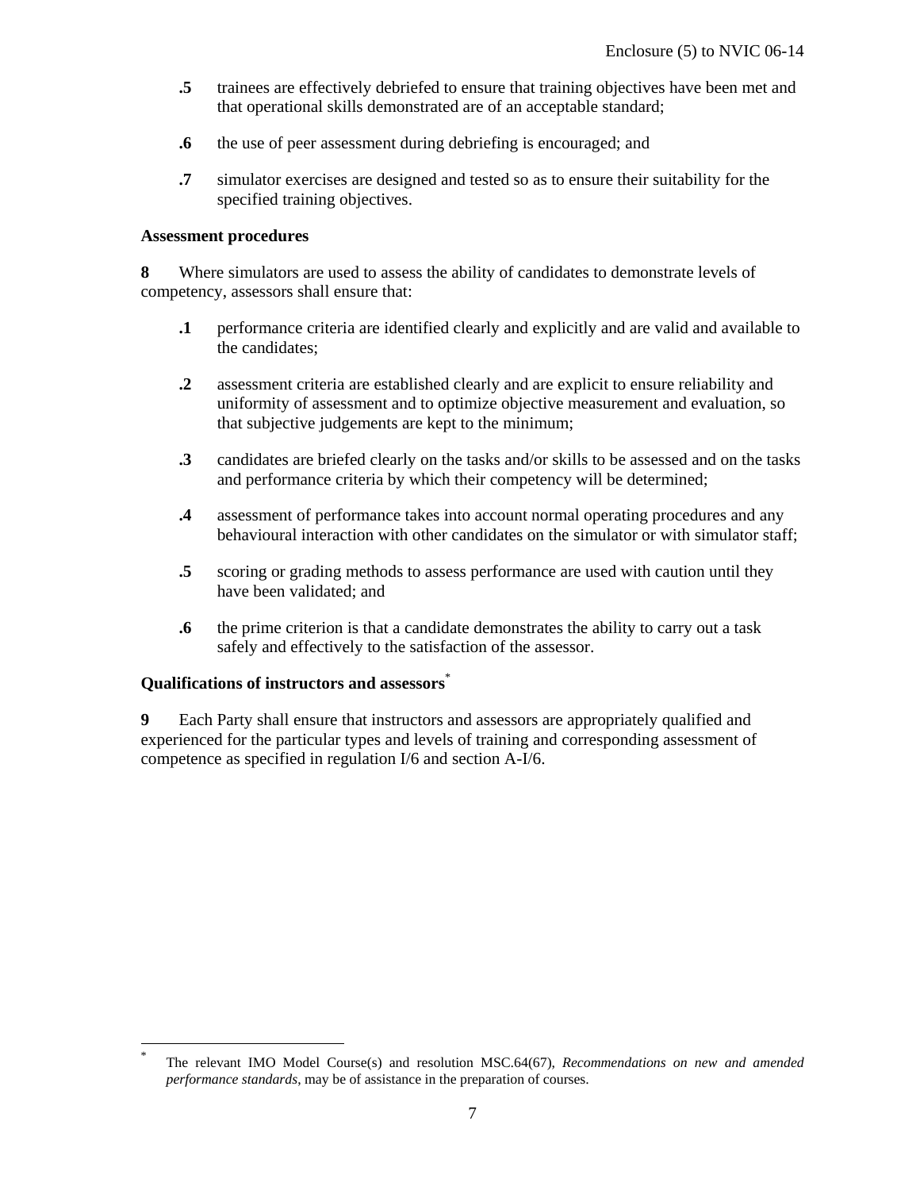**.5** trainees are effectively debriefed to ensure that training objectives have been met and that operational skills demonstrated are of an acceptable standard;

**.6** the use of peer assessment during debriefing is encouraged; and

**.7** simulator exercises are designed and tested so as to ensure their suitability for the specified training objectives.

**Assessment procedures**

**8** Where simulators are used to assess the ability of candidates to demonstrate levels of competency, assessors shall ensure that:

**.1** performance criteria are identified clearly and explicitly and are valid and available to the candidates;

**.2** assessment criteria are established clearly and are explicit to ensure reliability and uniformity of assessment and to optimize objective measurement and evaluation, so that subjective judgements are kept to the minimum;

**.3** candidates are briefed clearly on the tasks and/or skills to be assessed and on the tasks and performance criteria by which their competency will be determined;

**.4** assessment of performance takes into account normal operating procedures and any behavioural interaction with other candidates on the simulator or with simulator staff;

**.5** scoring or grading methods to assess performance are used with caution until they have been validated; and

**.6** the prime criterion is that a candidate demonstrates the ability to carry out a task safely and effectively to the satisfaction of the assessor.

**Qualifications of instructors and assessors***

**9** Each Party shall ensure that instructors and assessors are appropriately qualified and experienced for the particular types and levels of training and corresponding assessment of competence as specified in regulation I/6 and section A-I/6.

---

\* The relevant IMO Model Course(s) and resolution MSC.64(67), *Recommendations on new and amended performance standards*, may be of assistance in the preparation of courses.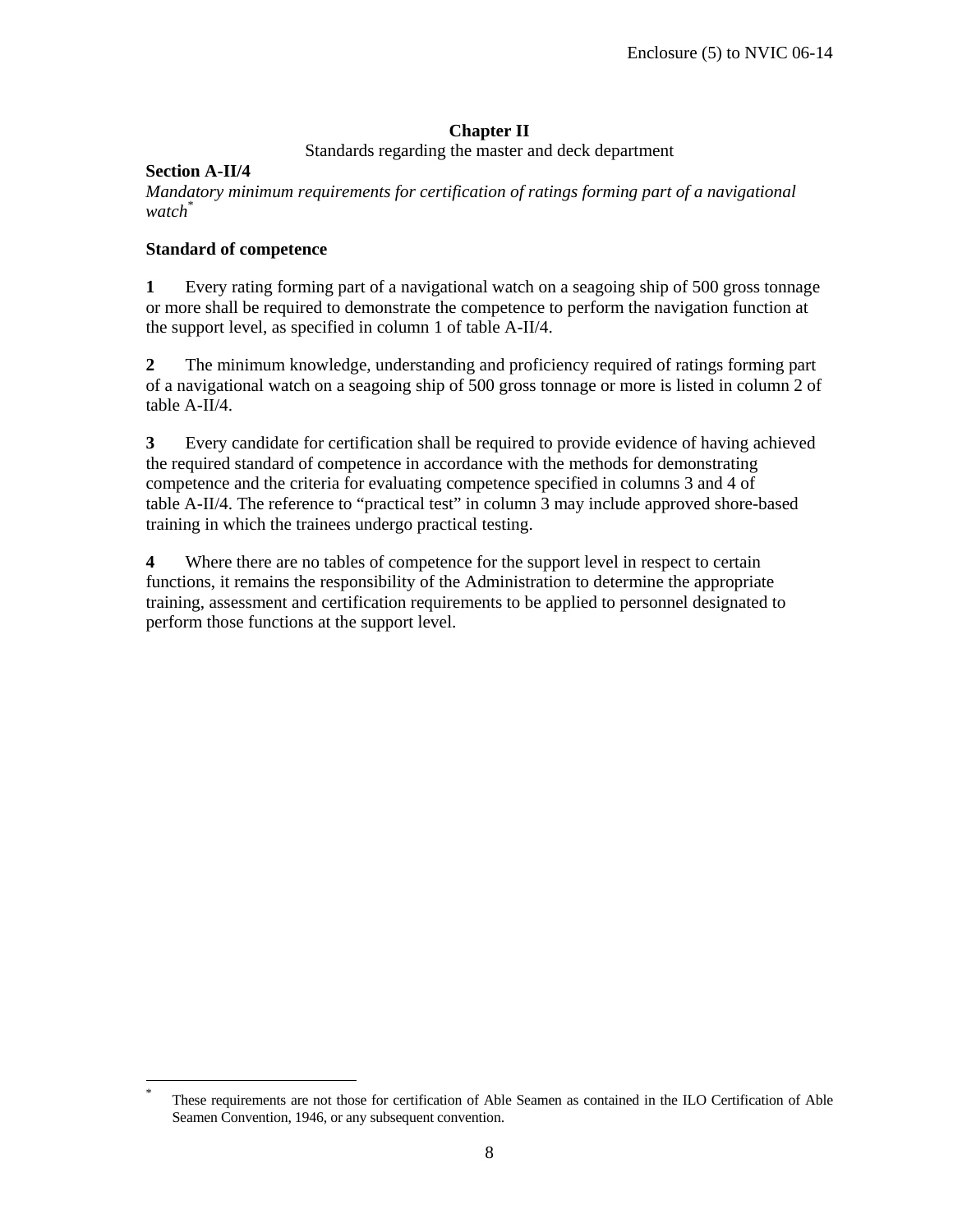## Chapter II

Standards regarding the master and deck department

### Section A-II/4

*Mandatory minimum requirements for certification of ratings forming part of a navigational watch*[*]

### Standard of competence

**1** Every rating forming part of a navigational watch on a seagoing ship of 500 gross tonnage or more shall be required to demonstrate the competence to perform the navigation function at the support level, as specified in column 1 of table A-II/4.

**2** The minimum knowledge, understanding and proficiency required of ratings forming part of a navigational watch on a seagoing ship of 500 gross tonnage or more is listed in column 2 of table A-II/4.

**3** Every candidate for certification shall be required to provide evidence of having achieved the required standard of competence in accordance with the methods for demonstrating competence and the criteria for evaluating competence specified in columns 3 and 4 of table A-II/4. The reference to "practical test" in column 3 may include approved shore-based training in which the trainees undergo practical testing.

**4** Where there are no tables of competence for the support level in respect to certain functions, it remains the responsibility of the Administration to determine the appropriate training, assessment and certification requirements to be applied to personnel designated to perform those functions at the support level.

---

[*] These requirements are not those for certification of Able Seamen as contained in the ILO Certification of Able Seamen Convention, 1946, or any subsequent convention.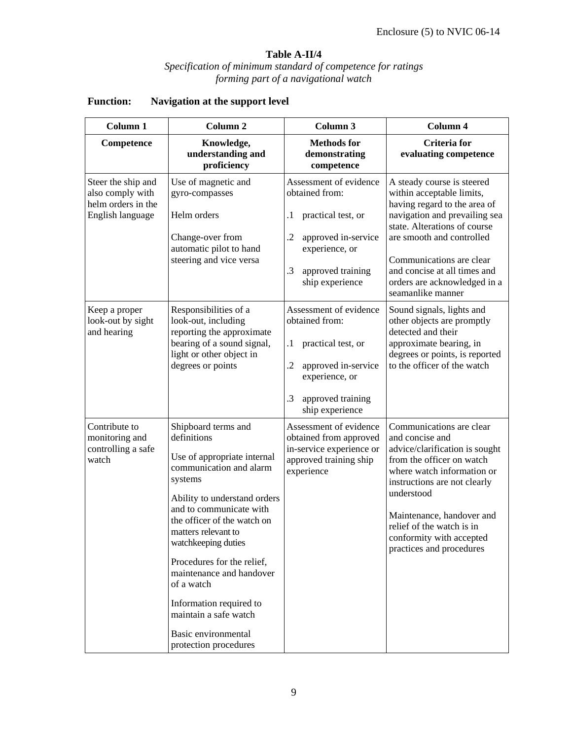Enclosure (5) to NVIC 06-14

### Table A-II/4

*Specification of minimum standard of competence for ratings forming part of a navigational watch*

**Function: Navigation at the support level**

| Column 1 | Column 2 | Column 3 | Column 4 |
|---|---|---|---|
| **Competence** | **Knowledge, understanding and proficiency** | **Methods for demonstrating competence** | **Criteria for evaluating competence** |
| Steer the ship and also comply with helm orders in the English language | Use of magnetic and gyro-compasses<br><br>Helm orders<br><br>Change-over from automatic pilot to hand steering and vice versa | Assessment of evidence obtained from:<br><br>.1 practical test, or<br><br>.2 approved in-service experience, or<br><br>.3 approved training ship experience | A steady course is steered within acceptable limits, having regard to the area of navigation and prevailing sea state. Alterations of course are smooth and controlled<br><br>Communications are clear and concise at all times and orders are acknowledged in a seamanlike manner |
| Keep a proper look-out by sight and hearing | Responsibilities of a look-out, including reporting the approximate bearing of a sound signal, light or other object in degrees or points | Assessment of evidence obtained from:<br><br>.1 practical test, or<br><br>.2 approved in-service experience, or<br><br>.3 approved training ship experience | Sound signals, lights and other objects are promptly detected and their approximate bearing, in degrees or points, is reported to the officer of the watch |
| Contribute to monitoring and controlling a safe watch | Shipboard terms and definitions<br><br>Use of appropriate internal communication and alarm systems<br><br>Ability to understand orders and to communicate with the officer of the watch on matters relevant to watchkeeping duties<br><br>Procedures for the relief, maintenance and handover of a watch<br><br>Information required to maintain a safe watch<br><br>Basic environmental protection procedures | Assessment of evidence obtained from approved in-service experience or approved training ship experience | Communications are clear and concise and advice/clarification is sought from the officer on watch where watch information or instructions are not clearly understood<br><br>Maintenance, handover and relief of the watch is in conformity with accepted practices and procedures |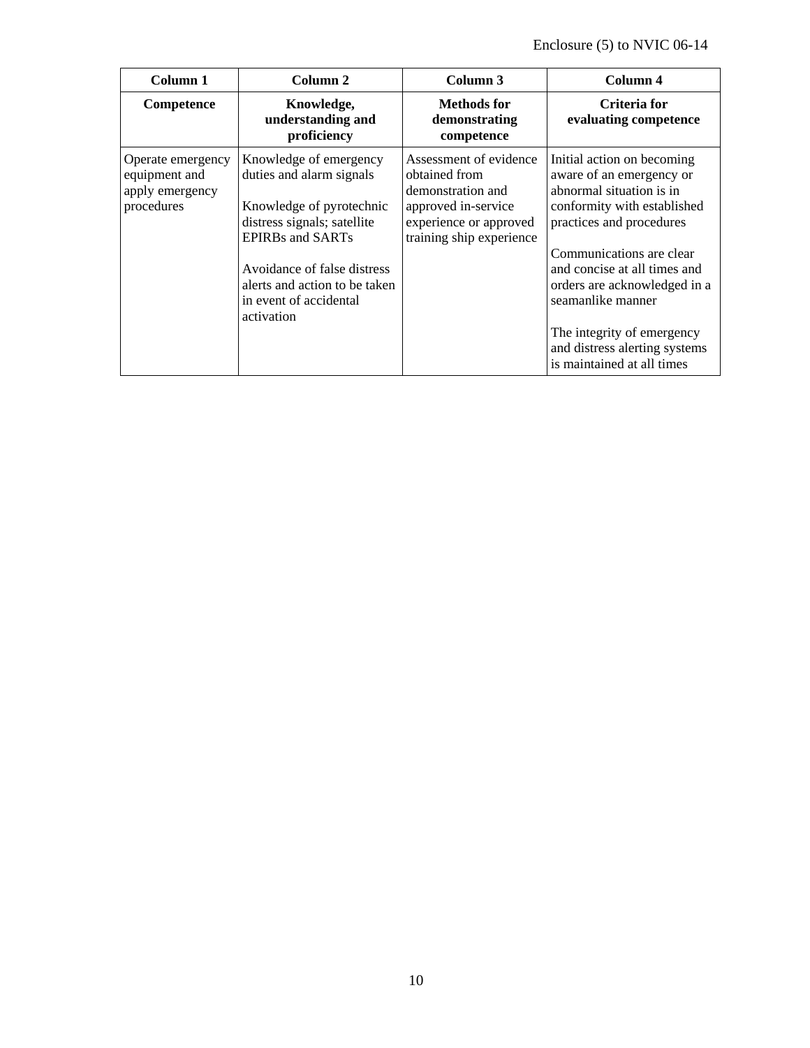| Column 1 | Column 2 | Column 3 | Column 4 |
|---|---|---|---|
| **Competence** | **Knowledge, understanding and proficiency** | **Methods for demonstrating competence** | **Criteria for evaluating competence** |
| Operate emergency equipment and apply emergency procedures | Knowledge of emergency duties and alarm signals<br><br>Knowledge of pyrotechnic distress signals; satellite EPIRBs and SARTs<br><br>Avoidance of false distress alerts and action to be taken in event of accidental activation | Assessment of evidence obtained from demonstration and approved in-service experience or approved training ship experience | Initial action on becoming aware of an emergency or abnormal situation is in conformity with established practices and procedures<br><br>Communications are clear and concise at all times and orders are acknowledged in a seamanlike manner<br><br>The integrity of emergency and distress alerting systems is maintained at all times |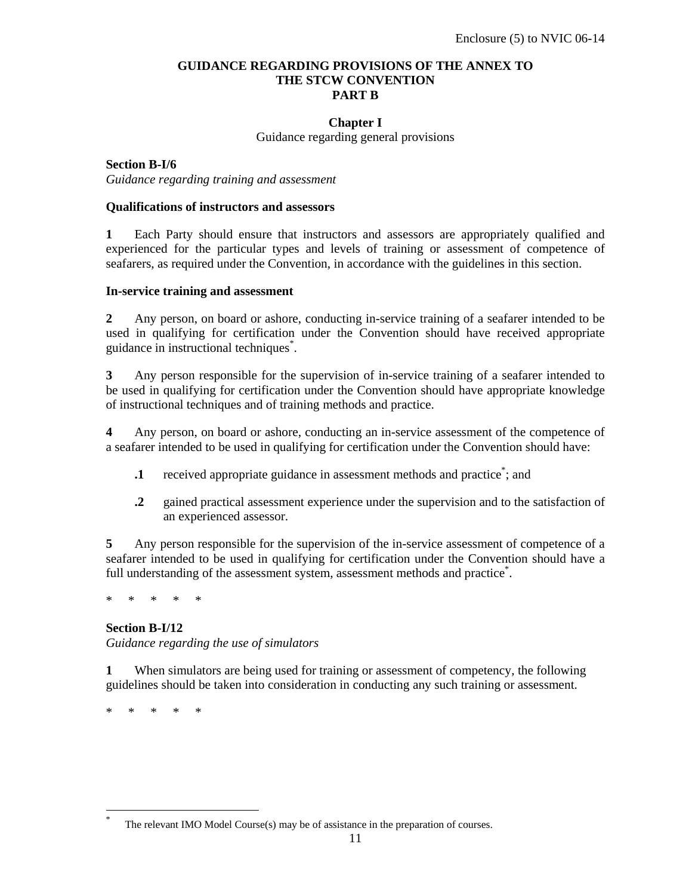**GUIDANCE REGARDING PROVISIONS OF THE ANNEX TO THE STCW CONVENTION PART B**

**Chapter I**

Guidance regarding general provisions

**Section B-I/6**

*Guidance regarding training and assessment*

**Qualifications of instructors and assessors**

**1** Each Party should ensure that instructors and assessors are appropriately qualified and experienced for the particular types and levels of training or assessment of competence of seafarers, as required under the Convention, in accordance with the guidelines in this section.

**In-service training and assessment**

**2** Any person, on board or ashore, conducting in-service training of a seafarer intended to be used in qualifying for certification under the Convention should have received appropriate guidance in instructional techniques*.

**3** Any person responsible for the supervision of in-service training of a seafarer intended to be used in qualifying for certification under the Convention should have appropriate knowledge of instructional techniques and of training methods and practice.

**4** Any person, on board or ashore, conducting an in-service assessment of the competence of a seafarer intended to be used in qualifying for certification under the Convention should have:

**.1** received appropriate guidance in assessment methods and practice*; and

**.2** gained practical assessment experience under the supervision and to the satisfaction of an experienced assessor.

**5** Any person responsible for the supervision of the in-service assessment of competence of a seafarer intended to be used in qualifying for certification under the Convention should have a full understanding of the assessment system, assessment methods and practice*.

\*   \*   \*   \*   \*

**Section B-I/12**

*Guidance regarding the use of simulators*

**1** When simulators are being used for training or assessment of competency, the following guidelines should be taken into consideration in conducting any such training or assessment.

\*   \*   \*   \*   \*

---

\* The relevant IMO Model Course(s) may be of assistance in the preparation of courses.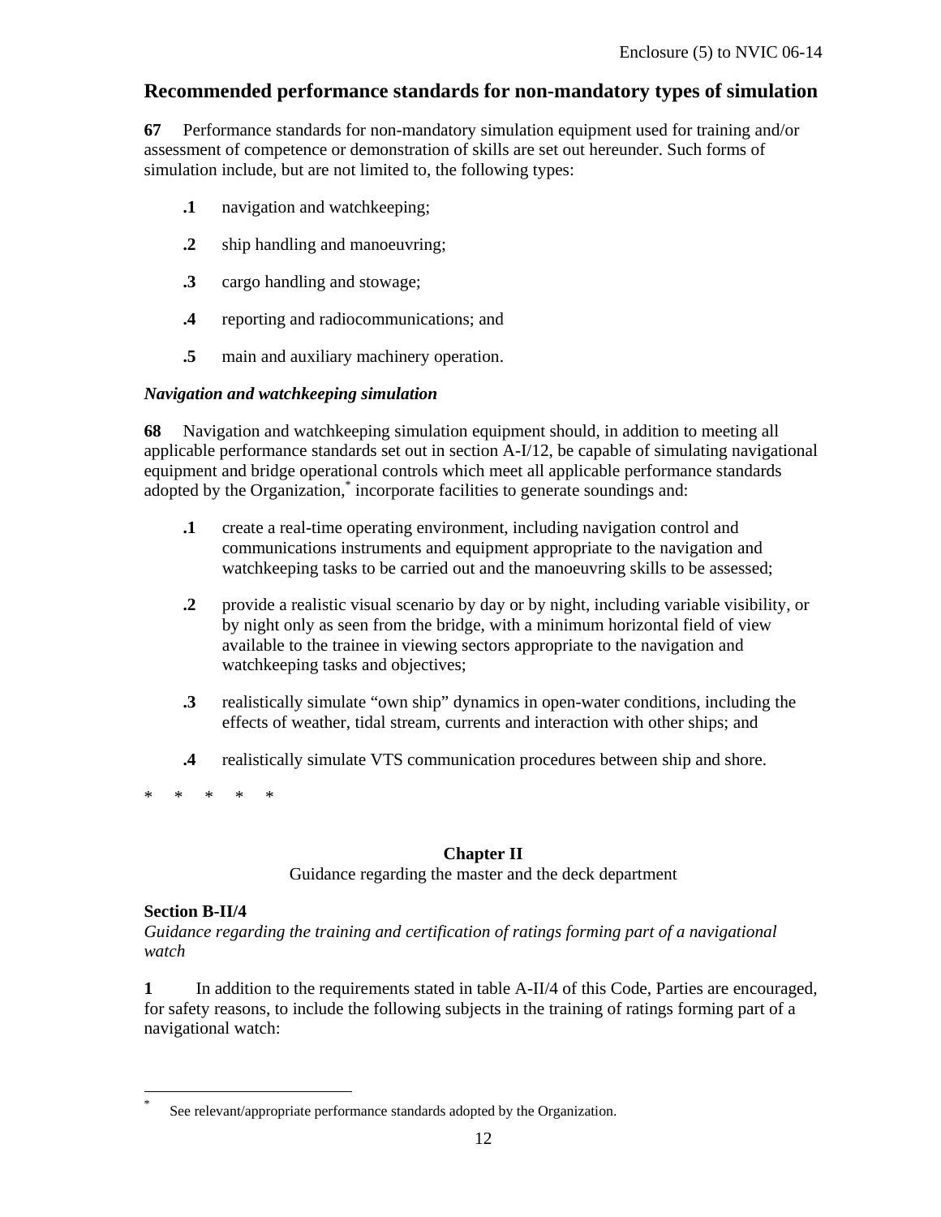## Recommended performance standards for non-mandatory types of simulation

**67** Performance standards for non-mandatory simulation equipment used for training and/or assessment of competence or demonstration of skills are set out hereunder. Such forms of simulation include, but are not limited to, the following types:

**.1** navigation and watchkeeping;

**.2** ship handling and manoeuvring;

**.3** cargo handling and stowage;

**.4** reporting and radiocommunications; and

**.5** main and auxiliary machinery operation.

### *Navigation and watchkeeping simulation*

**68** Navigation and watchkeeping simulation equipment should, in addition to meeting all applicable performance standards set out in section A-I/12, be capable of simulating navigational equipment and bridge operational controls which meet all applicable performance standards adopted by the Organization,* incorporate facilities to generate soundings and:

**.1** create a real-time operating environment, including navigation control and communications instruments and equipment appropriate to the navigation and watchkeeping tasks to be carried out and the manoeuvring skills to be assessed;

**.2** provide a realistic visual scenario by day or by night, including variable visibility, or by night only as seen from the bridge, with a minimum horizontal field of view available to the trainee in viewing sectors appropriate to the navigation and watchkeeping tasks and objectives;

**.3** realistically simulate "own ship" dynamics in open-water conditions, including the effects of weather, tidal stream, currents and interaction with other ships; and

**.4** realistically simulate VTS communication procedures between ship and shore.

\* \* \* \* \*

## Chapter II

Guidance regarding the master and the deck department

### Section B-II/4

*Guidance regarding the training and certification of ratings forming part of a navigational watch*

**1** In addition to the requirements stated in table A-II/4 of this Code, Parties are encouraged, for safety reasons, to include the following subjects in the training of ratings forming part of a navigational watch:

---

\* See relevant/appropriate performance standards adopted by the Organization.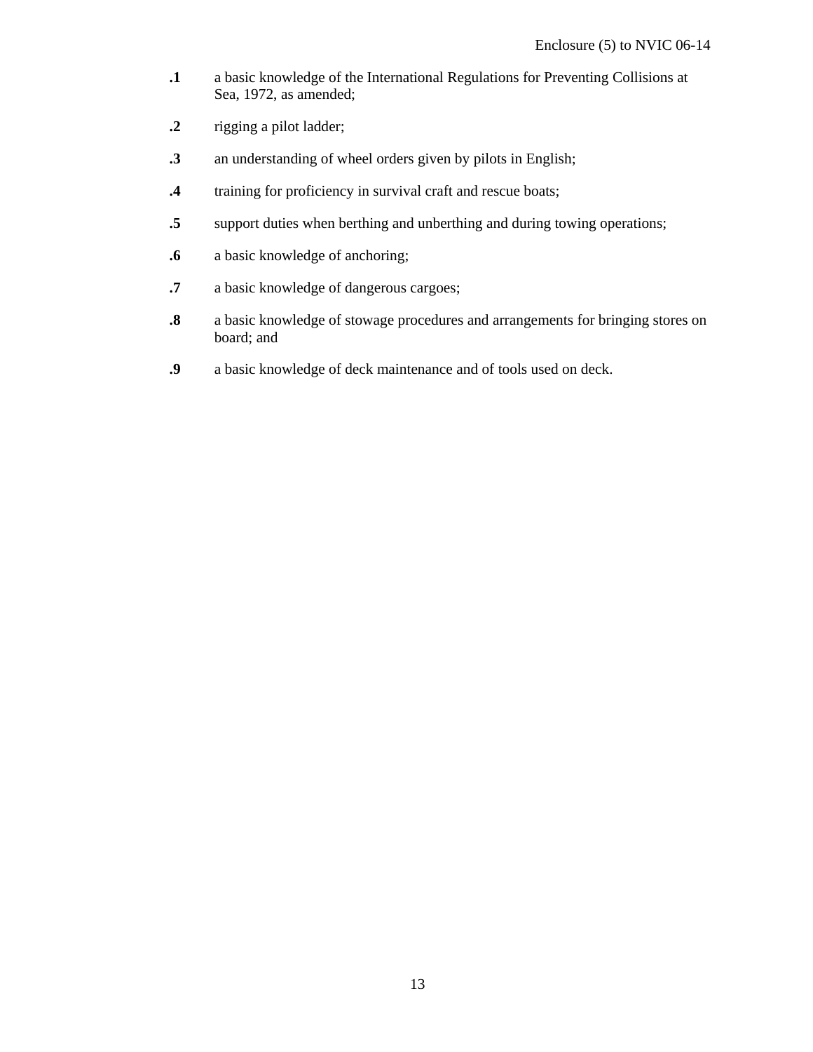**.1** a basic knowledge of the International Regulations for Preventing Collisions at Sea, 1972, as amended;

**.2** rigging a pilot ladder;

**.3** an understanding of wheel orders given by pilots in English;

**.4** training for proficiency in survival craft and rescue boats;

**.5** support duties when berthing and unberthing and during towing operations;

**.6** a basic knowledge of anchoring;

**.7** a basic knowledge of dangerous cargoes;

**.8** a basic knowledge of stowage procedures and arrangements for bringing stores on board; and

**.9** a basic knowledge of deck maintenance and of tools used on deck.